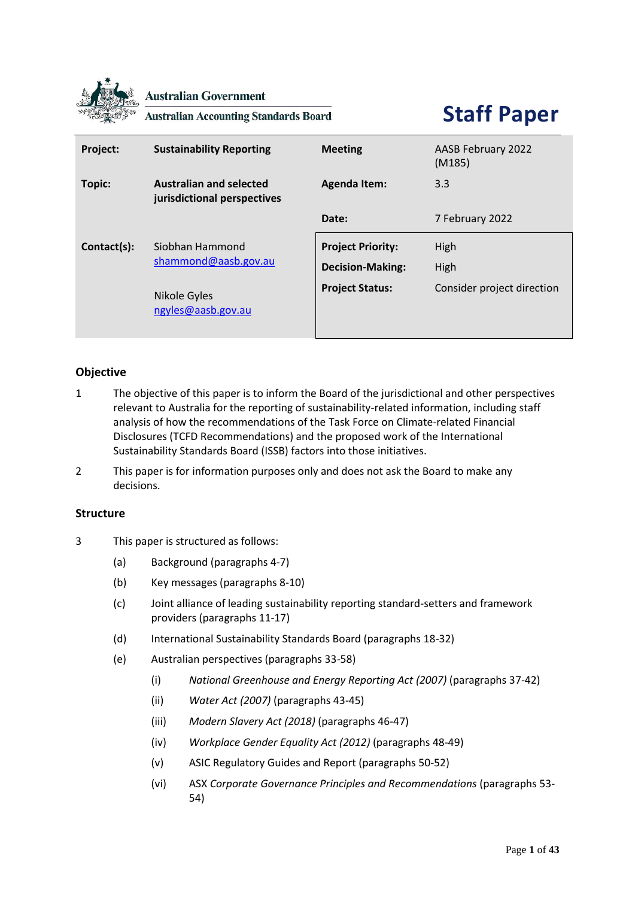Australian Government

Australian Accounting Standards Board

# Staff Paper

| Project: | Sustainability Reporting | Meeting | AASB February 2022 (M185) |
|---|---|---|---|
| Topic: | Australian and selected jurisdictional perspectives | Agenda Item: | 3.3 |
| | | Date: | 7 February 2022 |
| Contact(s): | Siobhan Hammond shammond@aasb.gov.au | Project Priority: | High |
| | | Decision-Making: | High |
| | Nikole Gyles ngyles@aasb.gov.au | Project Status: | Consider project direction |

## Objective

1. The objective of this paper is to inform the Board of the jurisdictional and other perspectives relevant to Australia for the reporting of sustainability-related information, including staff analysis of how the recommendations of the Task Force on Climate-related Financial Disclosures (TCFD Recommendations) and the proposed work of the International Sustainability Standards Board (ISSB) factors into those initiatives.

2. This paper is for information purposes only and does not ask the Board to make any decisions.

## Structure

3. This paper is structured as follows:

   (a) Background (paragraphs 4-7)

   (b) Key messages (paragraphs 8-10)

   (c) Joint alliance of leading sustainability reporting standard-setters and framework providers (paragraphs 11-17)

   (d) International Sustainability Standards Board (paragraphs 18-32)

   (e) Australian perspectives (paragraphs 33-58)

      (i) *National Greenhouse and Energy Reporting Act (2007)* (paragraphs 37-42)

      (ii) *Water Act (2007)* (paragraphs 43-45)

      (iii) *Modern Slavery Act (2018)* (paragraphs 46-47)

      (iv) *Workplace Gender Equality Act (2012)* (paragraphs 48-49)

      (v) ASIC Regulatory Guides and Report (paragraphs 50-52)

      (vi) ASX *Corporate Governance Principles and Recommendations* (paragraphs 53-54)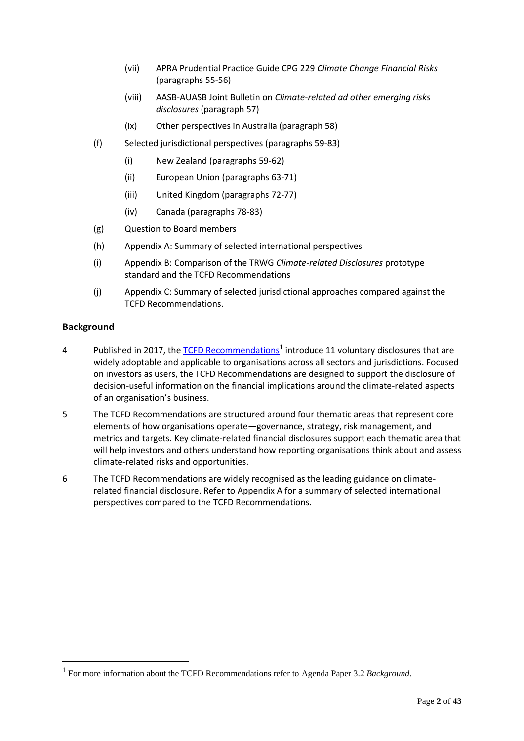- (vii) APRA Prudential Practice Guide CPG 229 *Climate Change Financial Risks* (paragraphs 55-56)
- (viii) AASB-AUASB Joint Bulletin on *Climate-related ad other emerging risks disclosures* (paragraph 57)
- (ix) Other perspectives in Australia (paragraph 58)

(f) Selected jurisdictional perspectives (paragraphs 59-83)

- (i) New Zealand (paragraphs 59-62)
- (ii) European Union (paragraphs 63-71)
- (iii) United Kingdom (paragraphs 72-77)
- (iv) Canada (paragraphs 78-83)

(g) Question to Board members

(h) Appendix A: Summary of selected international perspectives

(i) Appendix B: Comparison of the TRWG *Climate-related Disclosures* prototype standard and the TCFD Recommendations

(j) Appendix C: Summary of selected jurisdictional approaches compared against the TCFD Recommendations.

## Background

4 Published in 2017, the TCFD Recommendations[1] introduce 11 voluntary disclosures that are widely adoptable and applicable to organisations across all sectors and jurisdictions. Focused on investors as users, the TCFD Recommendations are designed to support the disclosure of decision-useful information on the financial implications around the climate-related aspects of an organisation's business.

5 The TCFD Recommendations are structured around four thematic areas that represent core elements of how organisations operate—governance, strategy, risk management, and metrics and targets. Key climate-related financial disclosures support each thematic area that will help investors and others understand how reporting organisations think about and assess climate-related risks and opportunities.

6 The TCFD Recommendations are widely recognised as the leading guidance on climate-related financial disclosure. Refer to Appendix A for a summary of selected international perspectives compared to the TCFD Recommendations.

[1] For more information about the TCFD Recommendations refer to Agenda Paper 3.2 *Background*.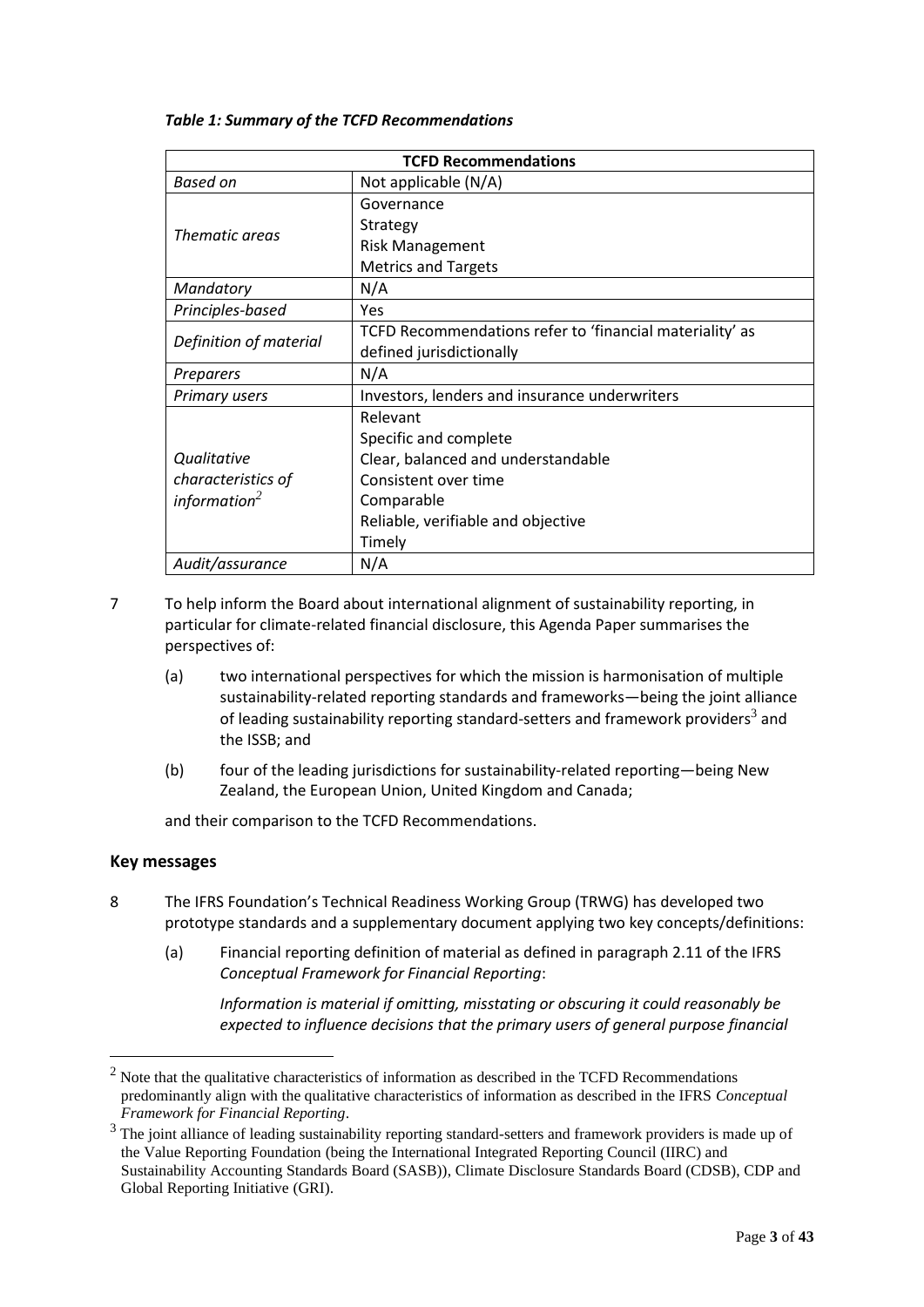***Table 1: Summary of the TCFD Recommendations***

| TCFD Recommendations | |
|---|---|
| *Based on* | Not applicable (N/A) |
| *Thematic areas* | Governance<br>Strategy<br>Risk Management<br>Metrics and Targets |
| *Mandatory* | N/A |
| *Principles-based* | Yes |
| *Definition of material* | TCFD Recommendations refer to 'financial materiality' as defined jurisdictionally |
| *Preparers* | N/A |
| *Primary users* | Investors, lenders and insurance underwriters |
| *Qualitative characteristics of information*[2] | Relevant<br>Specific and complete<br>Clear, balanced and understandable<br>Consistent over time<br>Comparable<br>Reliable, verifiable and objective<br>Timely |
| *Audit/assurance* | N/A |

7 To help inform the Board about international alignment of sustainability reporting, in particular for climate-related financial disclosure, this Agenda Paper summarises the perspectives of:

(a) two international perspectives for which the mission is harmonisation of multiple sustainability-related reporting standards and frameworks—being the joint alliance of leading sustainability reporting standard-setters and framework providers[3] and the ISSB; and

(b) four of the leading jurisdictions for sustainability-related reporting—being New Zealand, the European Union, United Kingdom and Canada;

and their comparison to the TCFD Recommendations.

## Key messages

8 The IFRS Foundation's Technical Readiness Working Group (TRWG) has developed two prototype standards and a supplementary document applying two key concepts/definitions:

(a) Financial reporting definition of material as defined in paragraph 2.11 of the IFRS *Conceptual Framework for Financial Reporting*:

*Information is material if omitting, misstating or obscuring it could reasonably be expected to influence decisions that the primary users of general purpose financial*

---

[2] Note that the qualitative characteristics of information as described in the TCFD Recommendations predominantly align with the qualitative characteristics of information as described in the IFRS *Conceptual Framework for Financial Reporting*.

[3] The joint alliance of leading sustainability reporting standard-setters and framework providers is made up of the Value Reporting Foundation (being the International Integrated Reporting Council (IIRC) and Sustainability Accounting Standards Board (SASB)), Climate Disclosure Standards Board (CDSB), CDP and Global Reporting Initiative (GRI).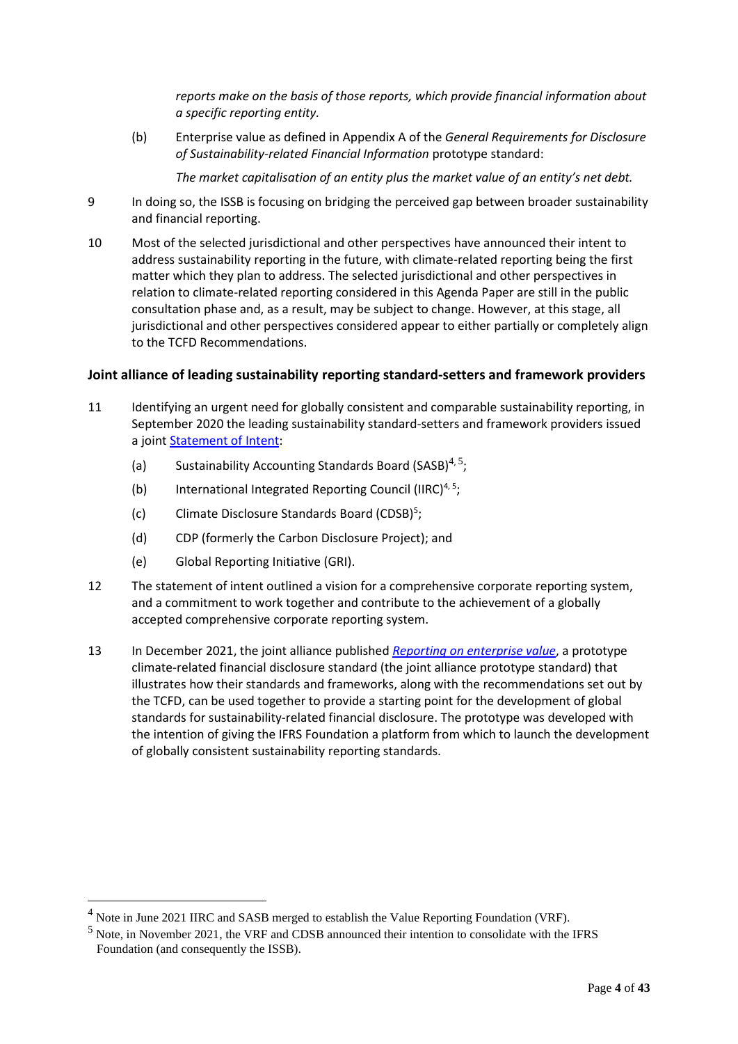*reports make on the basis of those reports, which provide financial information about a specific reporting entity.*

(b) Enterprise value as defined in Appendix A of the *General Requirements for Disclosure of Sustainability-related Financial Information* prototype standard:

*The market capitalisation of an entity plus the market value of an entity's net debt.*

9 In doing so, the ISSB is focusing on bridging the perceived gap between broader sustainability and financial reporting.

10 Most of the selected jurisdictional and other perspectives have announced their intent to address sustainability reporting in the future, with climate-related reporting being the first matter which they plan to address. The selected jurisdictional and other perspectives in relation to climate-related reporting considered in this Agenda Paper are still in the public consultation phase and, as a result, may be subject to change. However, at this stage, all jurisdictional and other perspectives considered appear to either partially or completely align to the TCFD Recommendations.

### Joint alliance of leading sustainability reporting standard-setters and framework providers

11 Identifying an urgent need for globally consistent and comparable sustainability reporting, in September 2020 the leading sustainability standard-setters and framework providers issued a joint Statement of Intent:

(a) Sustainability Accounting Standards Board (SASB)[4, 5];

(b) International Integrated Reporting Council (IIRC)[4, 5];

(c) Climate Disclosure Standards Board (CDSB)[5];

(d) CDP (formerly the Carbon Disclosure Project); and

(e) Global Reporting Initiative (GRI).

12 The statement of intent outlined a vision for a comprehensive corporate reporting system, and a commitment to work together and contribute to the achievement of a globally accepted comprehensive corporate reporting system.

13 In December 2021, the joint alliance published *Reporting on enterprise value*, a prototype climate-related financial disclosure standard (the joint alliance prototype standard) that illustrates how their standards and frameworks, along with the recommendations set out by the TCFD, can be used together to provide a starting point for the development of global standards for sustainability-related financial disclosure. The prototype was developed with the intention of giving the IFRS Foundation a platform from which to launch the development of globally consistent sustainability reporting standards.

---

[4] Note in June 2021 IIRC and SASB merged to establish the Value Reporting Foundation (VRF).

[5] Note, in November 2021, the VRF and CDSB announced their intention to consolidate with the IFRS Foundation (and consequently the ISSB).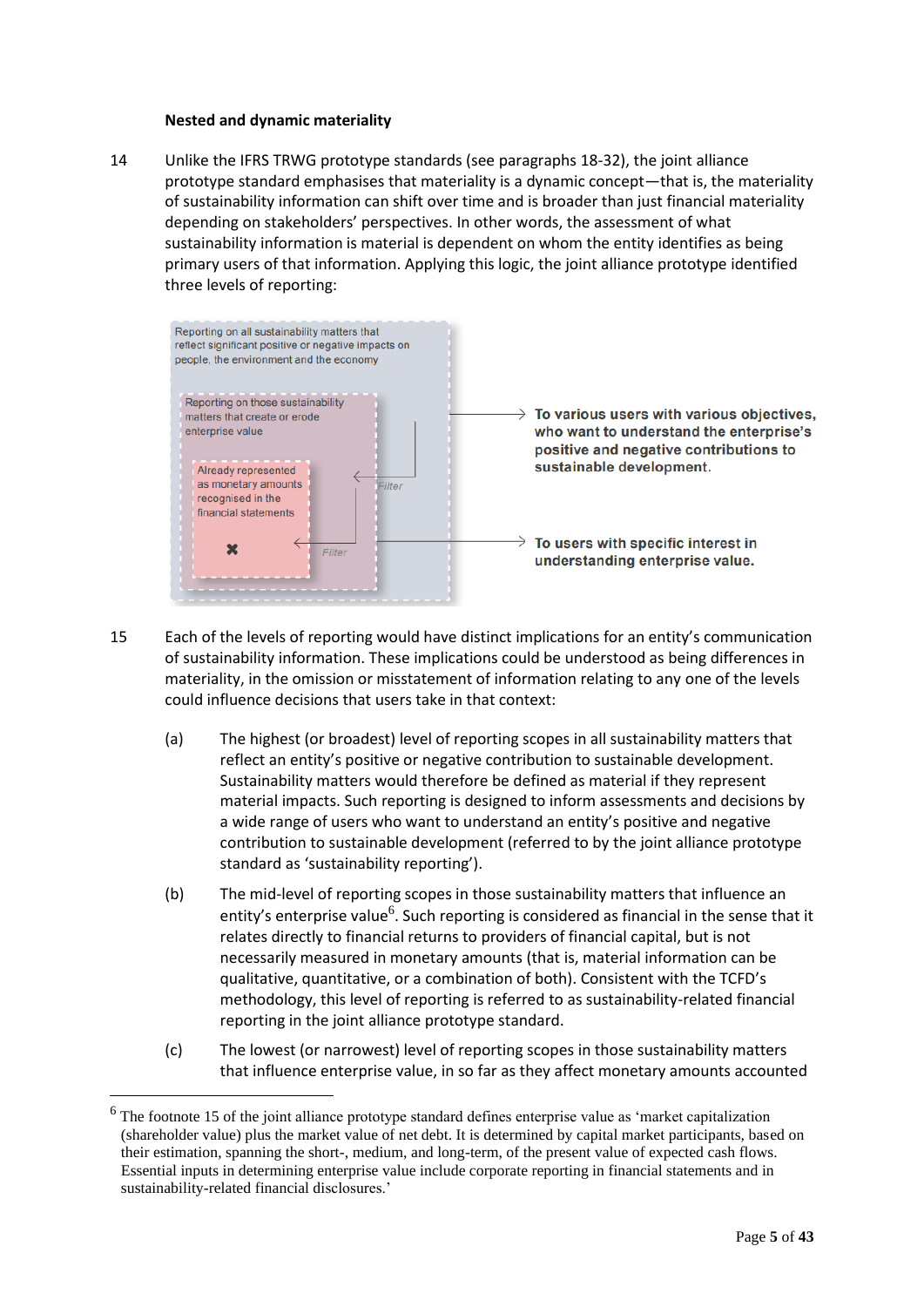**Nested and dynamic materiality**

14 Unlike the IFRS TRWG prototype standards (see paragraphs 18-32), the joint alliance prototype standard emphasises that materiality is a dynamic concept—that is, the materiality of sustainability information can shift over time and is broader than just financial materiality depending on stakeholders' perspectives. In other words, the assessment of what sustainability information is material is dependent on whom the entity identifies as being primary users of that information. Applying this logic, the joint alliance prototype identified three levels of reporting:

Reporting on all sustainability matters that reflect significant positive or negative impacts on people, the environment and the economy

Reporting on those sustainability matters that create or erode enterprise value

Already represented as monetary amounts recognised in the financial statements

Filter

Filter

To various users with various objectives, who want to understand the enterprise's positive and negative contributions to sustainable development.

To users with specific interest in understanding enterprise value.

15 Each of the levels of reporting would have distinct implications for an entity's communication of sustainability information. These implications could be understood as being differences in materiality, in the omission or misstatement of information relating to any one of the levels could influence decisions that users take in that context:

(a) The highest (or broadest) level of reporting scopes in all sustainability matters that reflect an entity's positive or negative contribution to sustainable development. Sustainability matters would therefore be defined as material if they represent material impacts. Such reporting is designed to inform assessments and decisions by a wide range of users who want to understand an entity's positive and negative contribution to sustainable development (referred to by the joint alliance prototype standard as 'sustainability reporting').

(b) The mid-level of reporting scopes in those sustainability matters that influence an entity's enterprise value[6]. Such reporting is considered as financial in the sense that it relates directly to financial returns to providers of financial capital, but is not necessarily measured in monetary amounts (that is, material information can be qualitative, quantitative, or a combination of both). Consistent with the TCFD's methodology, this level of reporting is referred to as sustainability-related financial reporting in the joint alliance prototype standard.

(c) The lowest (or narrowest) level of reporting scopes in those sustainability matters that influence enterprise value, in so far as they affect monetary amounts accounted

[6] The footnote 15 of the joint alliance prototype standard defines enterprise value as 'market capitalization (shareholder value) plus the market value of net debt. It is determined by capital market participants, based on their estimation, spanning the short-, medium, and long-term, of the present value of expected cash flows. Essential inputs in determining enterprise value include corporate reporting in financial statements and in sustainability-related financial disclosures.'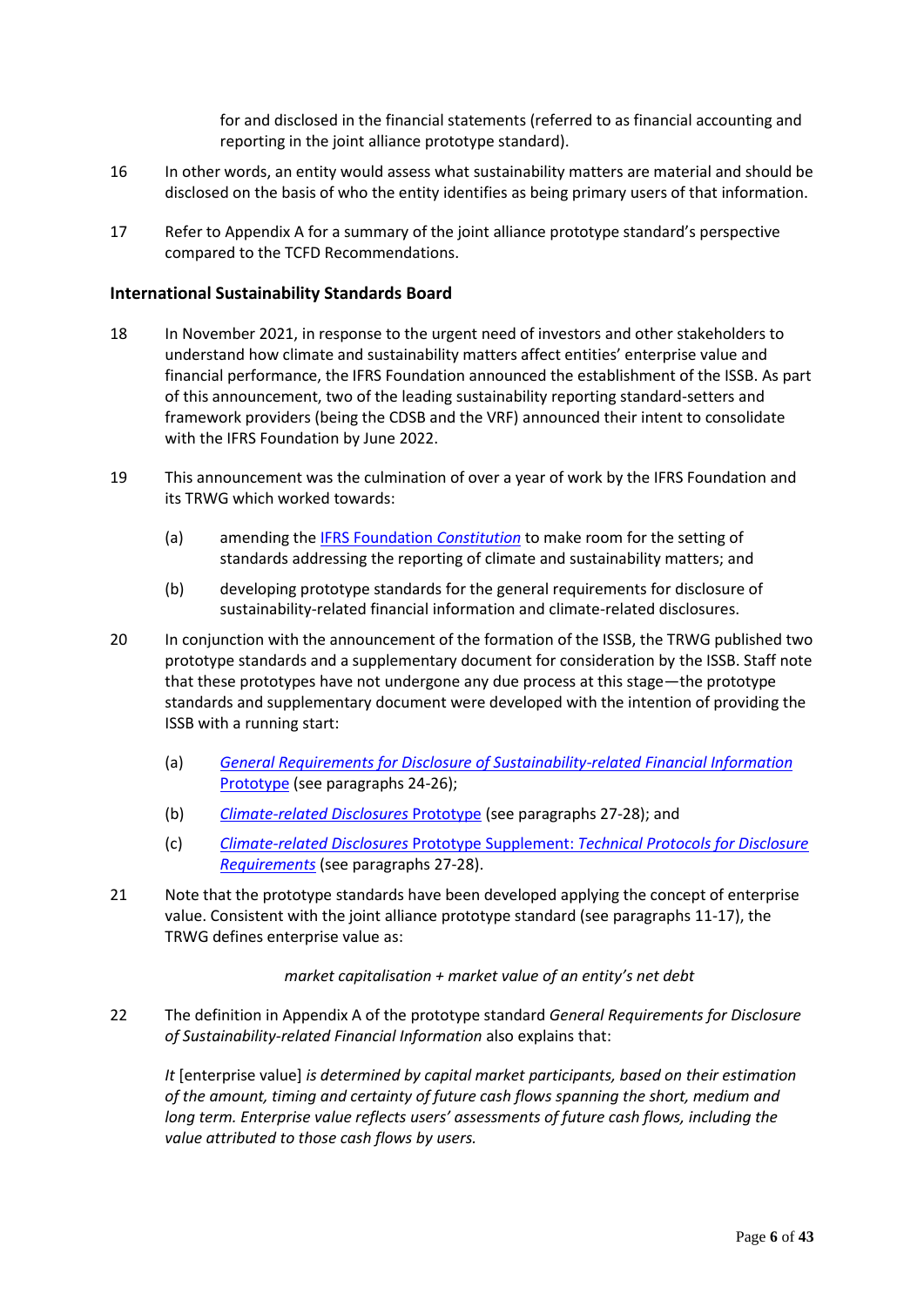for and disclosed in the financial statements (referred to as financial accounting and reporting in the joint alliance prototype standard).

16 In other words, an entity would assess what sustainability matters are material and should be disclosed on the basis of who the entity identifies as being primary users of that information.

17 Refer to Appendix A for a summary of the joint alliance prototype standard's perspective compared to the TCFD Recommendations.

### International Sustainability Standards Board

18 In November 2021, in response to the urgent need of investors and other stakeholders to understand how climate and sustainability matters affect entities' enterprise value and financial performance, the IFRS Foundation announced the establishment of the ISSB. As part of this announcement, two of the leading sustainability reporting standard-setters and framework providers (being the CDSB and the VRF) announced their intent to consolidate with the IFRS Foundation by June 2022.

19 This announcement was the culmination of over a year of work by the IFRS Foundation and its TRWG which worked towards:

(a) amending the IFRS Foundation *Constitution* to make room for the setting of standards addressing the reporting of climate and sustainability matters; and

(b) developing prototype standards for the general requirements for disclosure of sustainability-related financial information and climate-related disclosures.

20 In conjunction with the announcement of the formation of the ISSB, the TRWG published two prototype standards and a supplementary document for consideration by the ISSB. Staff note that these prototypes have not undergone any due process at this stage—the prototype standards and supplementary document were developed with the intention of providing the ISSB with a running start:

(a) *General Requirements for Disclosure of Sustainability-related Financial Information* Prototype (see paragraphs 24-26);

(b) *Climate-related Disclosures* Prototype (see paragraphs 27-28); and

(c) *Climate-related Disclosures* Prototype Supplement: *Technical Protocols for Disclosure Requirements* (see paragraphs 27-28).

21 Note that the prototype standards have been developed applying the concept of enterprise value. Consistent with the joint alliance prototype standard (see paragraphs 11-17), the TRWG defines enterprise value as:

*market capitalisation + market value of an entity's net debt*

22 The definition in Appendix A of the prototype standard *General Requirements for Disclosure of Sustainability-related Financial Information* also explains that:

*It* [enterprise value] *is determined by capital market participants, based on their estimation of the amount, timing and certainty of future cash flows spanning the short, medium and long term. Enterprise value reflects users' assessments of future cash flows, including the value attributed to those cash flows by users.*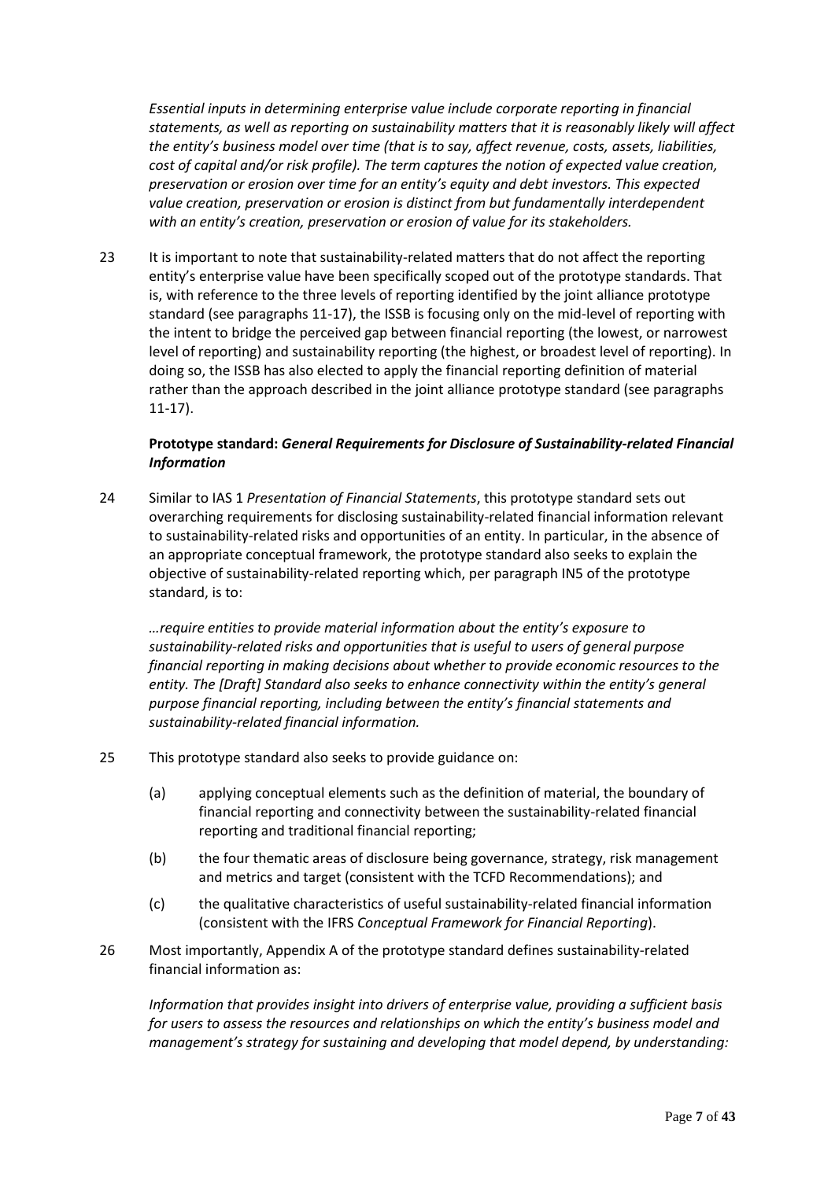*Essential inputs in determining enterprise value include corporate reporting in financial statements, as well as reporting on sustainability matters that it is reasonably likely will affect the entity's business model over time (that is to say, affect revenue, costs, assets, liabilities, cost of capital and/or risk profile). The term captures the notion of expected value creation, preservation or erosion over time for an entity's equity and debt investors. This expected value creation, preservation or erosion is distinct from but fundamentally interdependent with an entity's creation, preservation or erosion of value for its stakeholders.*

23 It is important to note that sustainability-related matters that do not affect the reporting entity's enterprise value have been specifically scoped out of the prototype standards. That is, with reference to the three levels of reporting identified by the joint alliance prototype standard (see paragraphs 11-17), the ISSB is focusing only on the mid-level of reporting with the intent to bridge the perceived gap between financial reporting (the lowest, or narrowest level of reporting) and sustainability reporting (the highest, or broadest level of reporting). In doing so, the ISSB has also elected to apply the financial reporting definition of material rather than the approach described in the joint alliance prototype standard (see paragraphs 11-17).

**Prototype standard: *General Requirements for Disclosure of Sustainability-related Financial Information***

24 Similar to IAS 1 *Presentation of Financial Statements*, this prototype standard sets out overarching requirements for disclosing sustainability-related financial information relevant to sustainability-related risks and opportunities of an entity. In particular, in the absence of an appropriate conceptual framework, the prototype standard also seeks to explain the objective of sustainability-related reporting which, per paragraph IN5 of the prototype standard, is to:

*…require entities to provide material information about the entity's exposure to sustainability-related risks and opportunities that is useful to users of general purpose financial reporting in making decisions about whether to provide economic resources to the entity. The [Draft] Standard also seeks to enhance connectivity within the entity's general purpose financial reporting, including between the entity's financial statements and sustainability-related financial information.*

25 This prototype standard also seeks to provide guidance on:

(a) applying conceptual elements such as the definition of material, the boundary of financial reporting and connectivity between the sustainability-related financial reporting and traditional financial reporting;

(b) the four thematic areas of disclosure being governance, strategy, risk management and metrics and target (consistent with the TCFD Recommendations); and

(c) the qualitative characteristics of useful sustainability-related financial information (consistent with the IFRS *Conceptual Framework for Financial Reporting*).

26 Most importantly, Appendix A of the prototype standard defines sustainability-related financial information as:

*Information that provides insight into drivers of enterprise value, providing a sufficient basis for users to assess the resources and relationships on which the entity's business model and management's strategy for sustaining and developing that model depend, by understanding:*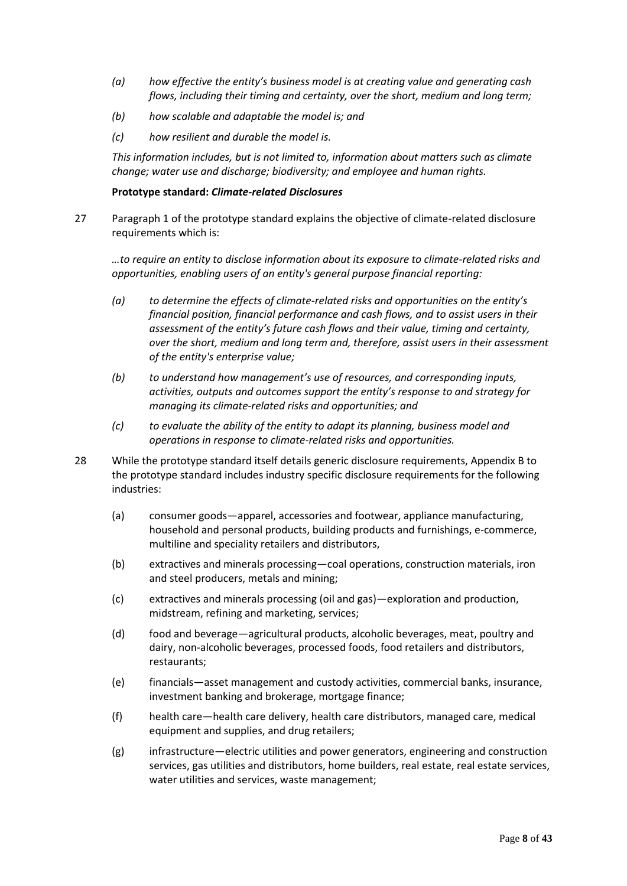- *(a) how effective the entity's business model is at creating value and generating cash flows, including their timing and certainty, over the short, medium and long term;*
- *(b) how scalable and adaptable the model is; and*
- *(c) how resilient and durable the model is.*

*This information includes, but is not limited to, information about matters such as climate change; water use and discharge; biodiversity; and employee and human rights.*

**Prototype standard: *Climate-related Disclosures***

27 Paragraph 1 of the prototype standard explains the objective of climate-related disclosure requirements which is:

*…to require an entity to disclose information about its exposure to climate-related risks and opportunities, enabling users of an entity's general purpose financial reporting:*

- *(a) to determine the effects of climate-related risks and opportunities on the entity's financial position, financial performance and cash flows, and to assist users in their assessment of the entity's future cash flows and their value, timing and certainty, over the short, medium and long term and, therefore, assist users in their assessment of the entity's enterprise value;*
- *(b) to understand how management's use of resources, and corresponding inputs, activities, outputs and outcomes support the entity's response to and strategy for managing its climate-related risks and opportunities; and*
- *(c) to evaluate the ability of the entity to adapt its planning, business model and operations in response to climate-related risks and opportunities.*

28 While the prototype standard itself details generic disclosure requirements, Appendix B to the prototype standard includes industry specific disclosure requirements for the following industries:

- (a) consumer goods—apparel, accessories and footwear, appliance manufacturing, household and personal products, building products and furnishings, e-commerce, multiline and speciality retailers and distributors,
- (b) extractives and minerals processing—coal operations, construction materials, iron and steel producers, metals and mining;
- (c) extractives and minerals processing (oil and gas)—exploration and production, midstream, refining and marketing, services;
- (d) food and beverage—agricultural products, alcoholic beverages, meat, poultry and dairy, non-alcoholic beverages, processed foods, food retailers and distributors, restaurants;
- (e) financials—asset management and custody activities, commercial banks, insurance, investment banking and brokerage, mortgage finance;
- (f) health care—health care delivery, health care distributors, managed care, medical equipment and supplies, and drug retailers;
- (g) infrastructure—electric utilities and power generators, engineering and construction services, gas utilities and distributors, home builders, real estate, real estate services, water utilities and services, waste management;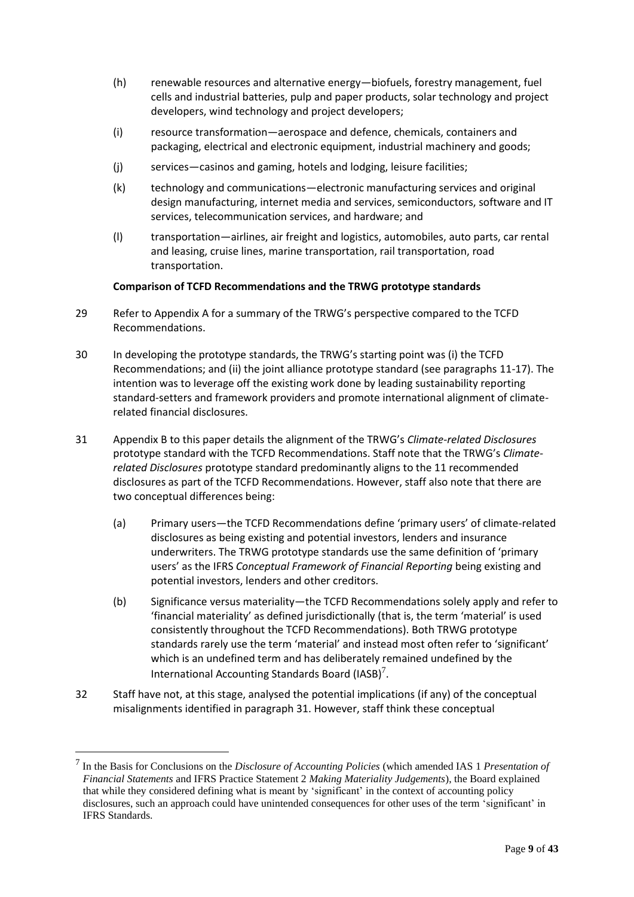(h) renewable resources and alternative energy—biofuels, forestry management, fuel cells and industrial batteries, pulp and paper products, solar technology and project developers, wind technology and project developers;

(i) resource transformation—aerospace and defence, chemicals, containers and packaging, electrical and electronic equipment, industrial machinery and goods;

(j) services—casinos and gaming, hotels and lodging, leisure facilities;

(k) technology and communications—electronic manufacturing services and original design manufacturing, internet media and services, semiconductors, software and IT services, telecommunication services, and hardware; and

(l) transportation—airlines, air freight and logistics, automobiles, auto parts, car rental and leasing, cruise lines, marine transportation, rail transportation, road transportation.

**Comparison of TCFD Recommendations and the TRWG prototype standards**

29 Refer to Appendix A for a summary of the TRWG's perspective compared to the TCFD Recommendations.

30 In developing the prototype standards, the TRWG's starting point was (i) the TCFD Recommendations; and (ii) the joint alliance prototype standard (see paragraphs 11-17). The intention was to leverage off the existing work done by leading sustainability reporting standard-setters and framework providers and promote international alignment of climate-related financial disclosures.

31 Appendix B to this paper details the alignment of the TRWG's *Climate-related Disclosures* prototype standard with the TCFD Recommendations. Staff note that the TRWG's *Climate-related Disclosures* prototype standard predominantly aligns to the 11 recommended disclosures as part of the TCFD Recommendations. However, staff also note that there are two conceptual differences being:

(a) Primary users—the TCFD Recommendations define 'primary users' of climate-related disclosures as being existing and potential investors, lenders and insurance underwriters. The TRWG prototype standards use the same definition of 'primary users' as the IFRS *Conceptual Framework of Financial Reporting* being existing and potential investors, lenders and other creditors.

(b) Significance versus materiality—the TCFD Recommendations solely apply and refer to 'financial materiality' as defined jurisdictionally (that is, the term 'material' is used consistently throughout the TCFD Recommendations). Both TRWG prototype standards rarely use the term 'material' and instead most often refer to 'significant' which is an undefined term and has deliberately remained undefined by the International Accounting Standards Board (IASB)[7].

32 Staff have not, at this stage, analysed the potential implications (if any) of the conceptual misalignments identified in paragraph 31. However, staff think these conceptual

---

[7] In the Basis for Conclusions on the *Disclosure of Accounting Policies* (which amended IAS 1 *Presentation of Financial Statements* and IFRS Practice Statement 2 *Making Materiality Judgements*), the Board explained that while they considered defining what is meant by 'significant' in the context of accounting policy disclosures, such an approach could have unintended consequences for other uses of the term 'significant' in IFRS Standards.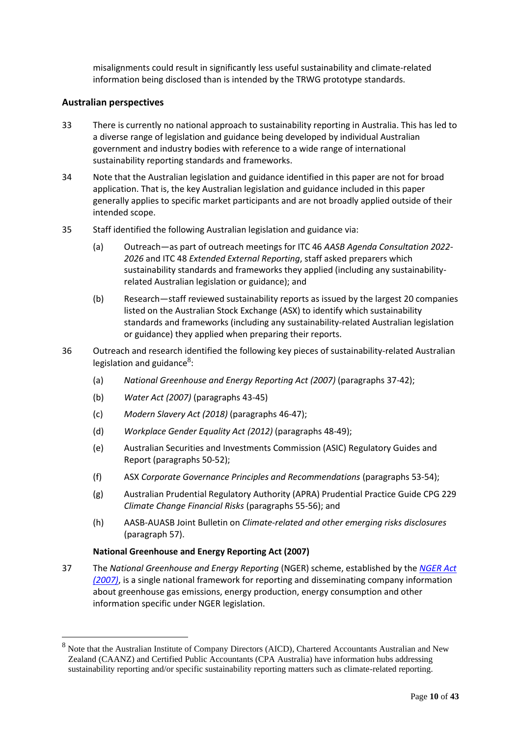misalignments could result in significantly less useful sustainability and climate-related information being disclosed than is intended by the TRWG prototype standards.

## Australian perspectives

33 There is currently no national approach to sustainability reporting in Australia. This has led to a diverse range of legislation and guidance being developed by individual Australian government and industry bodies with reference to a wide range of international sustainability reporting standards and frameworks.

34 Note that the Australian legislation and guidance identified in this paper are not for broad application. That is, the key Australian legislation and guidance included in this paper generally applies to specific market participants and are not broadly applied outside of their intended scope.

35 Staff identified the following Australian legislation and guidance via:

- (a) Outreach—as part of outreach meetings for ITC 46 *AASB Agenda Consultation 2022-2026* and ITC 48 *Extended External Reporting*, staff asked preparers which sustainability standards and frameworks they applied (including any sustainability-related Australian legislation or guidance); and
- (b) Research—staff reviewed sustainability reports as issued by the largest 20 companies listed on the Australian Stock Exchange (ASX) to identify which sustainability standards and frameworks (including any sustainability-related Australian legislation or guidance) they applied when preparing their reports.

36 Outreach and research identified the following key pieces of sustainability-related Australian legislation and guidance[8]:

- (a) *National Greenhouse and Energy Reporting Act (2007)* (paragraphs 37-42);
- (b) *Water Act (2007)* (paragraphs 43-45)
- (c) *Modern Slavery Act (2018)* (paragraphs 46-47);
- (d) *Workplace Gender Equality Act (2012)* (paragraphs 48-49);
- (e) Australian Securities and Investments Commission (ASIC) Regulatory Guides and Report (paragraphs 50-52);
- (f) ASX *Corporate Governance Principles and Recommendations* (paragraphs 53-54);
- (g) Australian Prudential Regulatory Authority (APRA) Prudential Practice Guide CPG 229 *Climate Change Financial Risks* (paragraphs 55-56); and
- (h) AASB-AUASB Joint Bulletin on *Climate-related and other emerging risks disclosures* (paragraph 57).

### National Greenhouse and Energy Reporting Act (2007)

37 The *National Greenhouse and Energy Reporting* (NGER) scheme, established by the *NGER Act (2007)*, is a single national framework for reporting and disseminating company information about greenhouse gas emissions, energy production, energy consumption and other information specific under NGER legislation.

---

[8] Note that the Australian Institute of Company Directors (AICD), Chartered Accountants Australian and New Zealand (CAANZ) and Certified Public Accountants (CPA Australia) have information hubs addressing sustainability reporting and/or specific sustainability reporting matters such as climate-related reporting.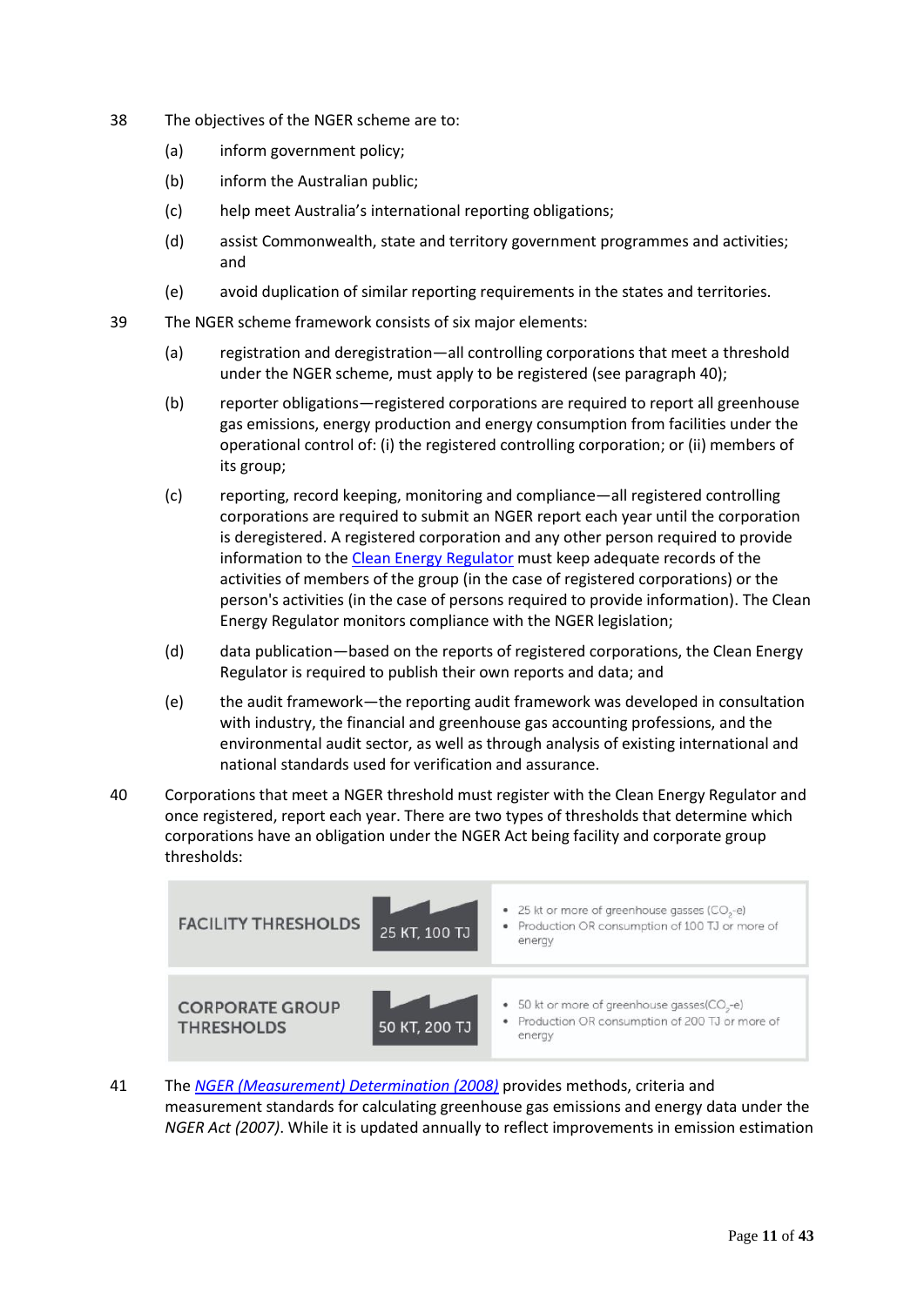38 The objectives of the NGER scheme are to:

(a) inform government policy;

(b) inform the Australian public;

(c) help meet Australia's international reporting obligations;

(d) assist Commonwealth, state and territory government programmes and activities; and

(e) avoid duplication of similar reporting requirements in the states and territories.

39 The NGER scheme framework consists of six major elements:

(a) registration and deregistration—all controlling corporations that meet a threshold under the NGER scheme, must apply to be registered (see paragraph 40);

(b) reporter obligations—registered corporations are required to report all greenhouse gas emissions, energy production and energy consumption from facilities under the operational control of: (i) the registered controlling corporation; or (ii) members of its group;

(c) reporting, record keeping, monitoring and compliance—all registered controlling corporations are required to submit an NGER report each year until the corporation is deregistered. A registered corporation and any other person required to provide information to the Clean Energy Regulator must keep adequate records of the activities of members of the group (in the case of registered corporations) or the person's activities (in the case of persons required to provide information). The Clean Energy Regulator monitors compliance with the NGER legislation;

(d) data publication—based on the reports of registered corporations, the Clean Energy Regulator is required to publish their own reports and data; and

(e) the audit framework—the reporting audit framework was developed in consultation with industry, the financial and greenhouse gas accounting professions, and the environmental audit sector, as well as through analysis of existing international and national standards used for verification and assurance.

40 Corporations that meet a NGER threshold must register with the Clean Energy Regulator and once registered, report each year. There are two types of thresholds that determine which corporations have an obligation under the NGER Act being facility and corporate group thresholds:

| | | |
|---|---|---|
| FACILITY THRESHOLDS | 25 KT, 100 TJ | • 25 kt or more of greenhouse gasses ($CO_2$-e)<br>• Production OR consumption of 100 TJ or more of energy |
| CORPORATE GROUP THRESHOLDS | 50 KT, 200 TJ | • 50 kt or more of greenhouse gasses($CO_2$-e)<br>• Production OR consumption of 200 TJ or more of energy |

41 The *NGER (Measurement) Determination (2008)* provides methods, criteria and measurement standards for calculating greenhouse gas emissions and energy data under the *NGER Act (2007)*. While it is updated annually to reflect improvements in emission estimation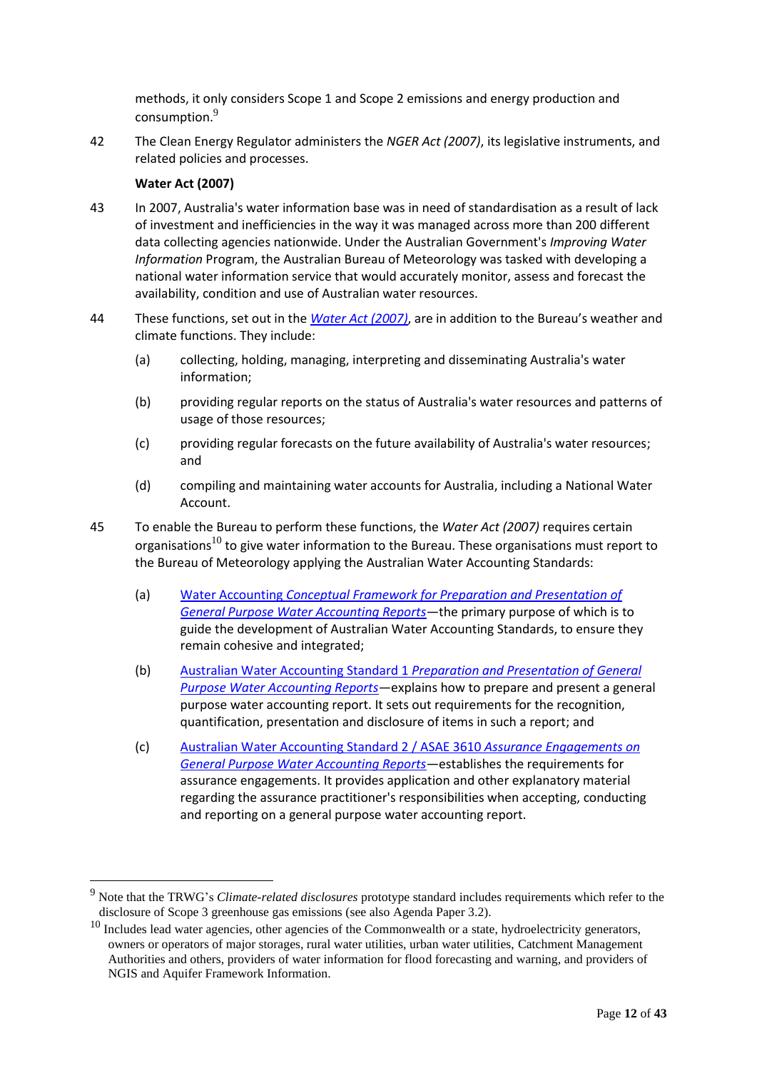methods, it only considers Scope 1 and Scope 2 emissions and energy production and consumption.[9]

42 The Clean Energy Regulator administers the *NGER Act (2007)*, its legislative instruments, and related policies and processes.

**Water Act (2007)**

43 In 2007, Australia's water information base was in need of standardisation as a result of lack of investment and inefficiencies in the way it was managed across more than 200 different data collecting agencies nationwide. Under the Australian Government's *Improving Water Information* Program, the Australian Bureau of Meteorology was tasked with developing a national water information service that would accurately monitor, assess and forecast the availability, condition and use of Australian water resources.

44 These functions, set out in the *Water Act (2007)*, are in addition to the Bureau's weather and climate functions. They include:

(a) collecting, holding, managing, interpreting and disseminating Australia's water information;

(b) providing regular reports on the status of Australia's water resources and patterns of usage of those resources;

(c) providing regular forecasts on the future availability of Australia's water resources; and

(d) compiling and maintaining water accounts for Australia, including a National Water Account.

45 To enable the Bureau to perform these functions, the *Water Act (2007)* requires certain organisations[10] to give water information to the Bureau. These organisations must report to the Bureau of Meteorology applying the Australian Water Accounting Standards:

(a) Water Accounting *Conceptual Framework for Preparation and Presentation of General Purpose Water Accounting Reports*—the primary purpose of which is to guide the development of Australian Water Accounting Standards, to ensure they remain cohesive and integrated;

(b) Australian Water Accounting Standard 1 *Preparation and Presentation of General Purpose Water Accounting Reports*—explains how to prepare and present a general purpose water accounting report. It sets out requirements for the recognition, quantification, presentation and disclosure of items in such a report; and

(c) Australian Water Accounting Standard 2 / ASAE 3610 *Assurance Engagements on General Purpose Water Accounting Reports*—establishes the requirements for assurance engagements. It provides application and other explanatory material regarding the assurance practitioner's responsibilities when accepting, conducting and reporting on a general purpose water accounting report.

---

[9] Note that the TRWG's *Climate-related disclosures* prototype standard includes requirements which refer to the disclosure of Scope 3 greenhouse gas emissions (see also Agenda Paper 3.2).

[10] Includes lead water agencies, other agencies of the Commonwealth or a state, hydroelectricity generators, owners or operators of major storages, rural water utilities, urban water utilities, Catchment Management Authorities and others, providers of water information for flood forecasting and warning, and providers of NGIS and Aquifer Framework Information.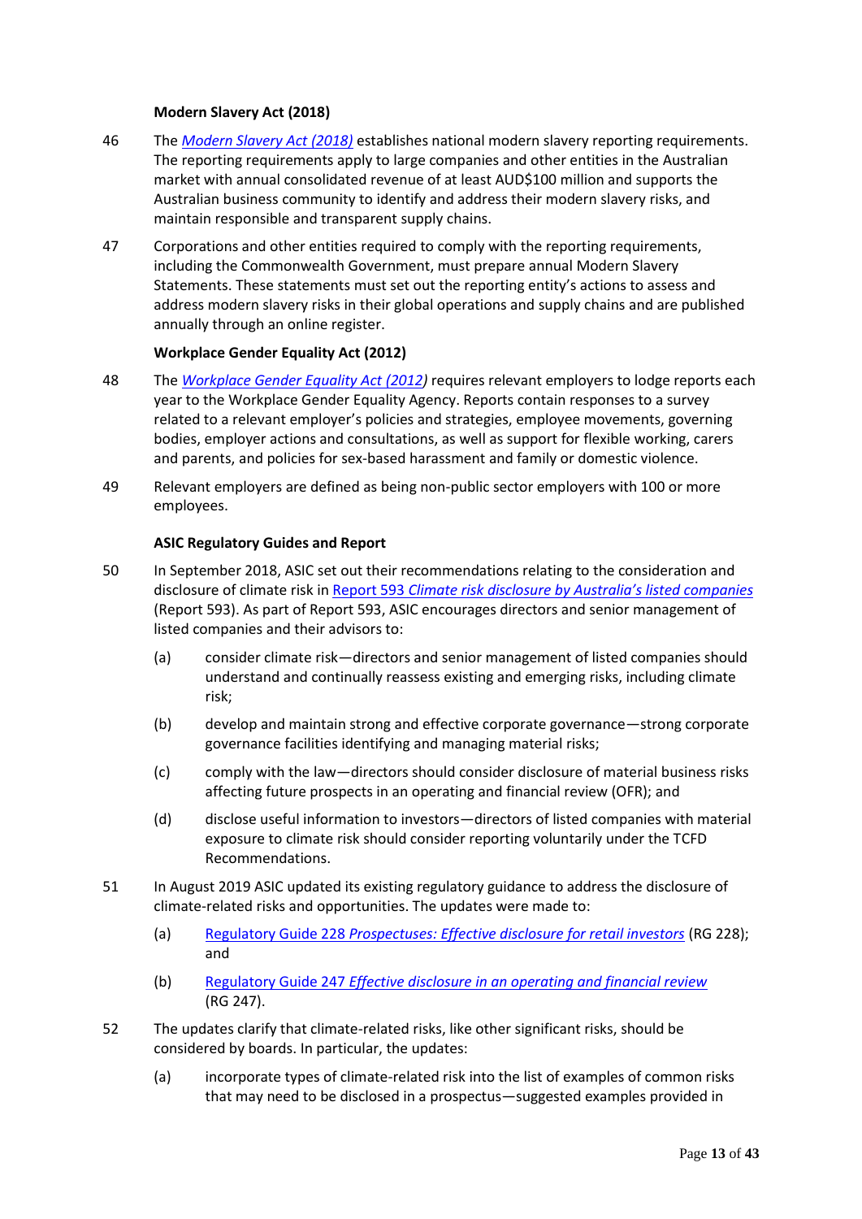### Modern Slavery Act (2018)

46 The *Modern Slavery Act (2018)* establishes national modern slavery reporting requirements. The reporting requirements apply to large companies and other entities in the Australian market with annual consolidated revenue of at least AUD$100 million and supports the Australian business community to identify and address their modern slavery risks, and maintain responsible and transparent supply chains.

47 Corporations and other entities required to comply with the reporting requirements, including the Commonwealth Government, must prepare annual Modern Slavery Statements. These statements must set out the reporting entity's actions to assess and address modern slavery risks in their global operations and supply chains and are published annually through an online register.

### Workplace Gender Equality Act (2012)

48 The *Workplace Gender Equality Act (2012)* requires relevant employers to lodge reports each year to the Workplace Gender Equality Agency. Reports contain responses to a survey related to a relevant employer's policies and strategies, employee movements, governing bodies, employer actions and consultations, as well as support for flexible working, carers and parents, and policies for sex-based harassment and family or domestic violence.

49 Relevant employers are defined as being non-public sector employers with 100 or more employees.

### ASIC Regulatory Guides and Report

50 In September 2018, ASIC set out their recommendations relating to the consideration and disclosure of climate risk in Report 593 *Climate risk disclosure by Australia's listed companies* (Report 593). As part of Report 593, ASIC encourages directors and senior management of listed companies and their advisors to:

(a) consider climate risk—directors and senior management of listed companies should understand and continually reassess existing and emerging risks, including climate risk;

(b) develop and maintain strong and effective corporate governance—strong corporate governance facilities identifying and managing material risks;

(c) comply with the law—directors should consider disclosure of material business risks affecting future prospects in an operating and financial review (OFR); and

(d) disclose useful information to investors—directors of listed companies with material exposure to climate risk should consider reporting voluntarily under the TCFD Recommendations.

51 In August 2019 ASIC updated its existing regulatory guidance to address the disclosure of climate-related risks and opportunities. The updates were made to:

(a) Regulatory Guide 228 *Prospectuses: Effective disclosure for retail investors* (RG 228); and

(b) Regulatory Guide 247 *Effective disclosure in an operating and financial review* (RG 247).

52 The updates clarify that climate-related risks, like other significant risks, should be considered by boards. In particular, the updates:

(a) incorporate types of climate-related risk into the list of examples of common risks that may need to be disclosed in a prospectus—suggested examples provided in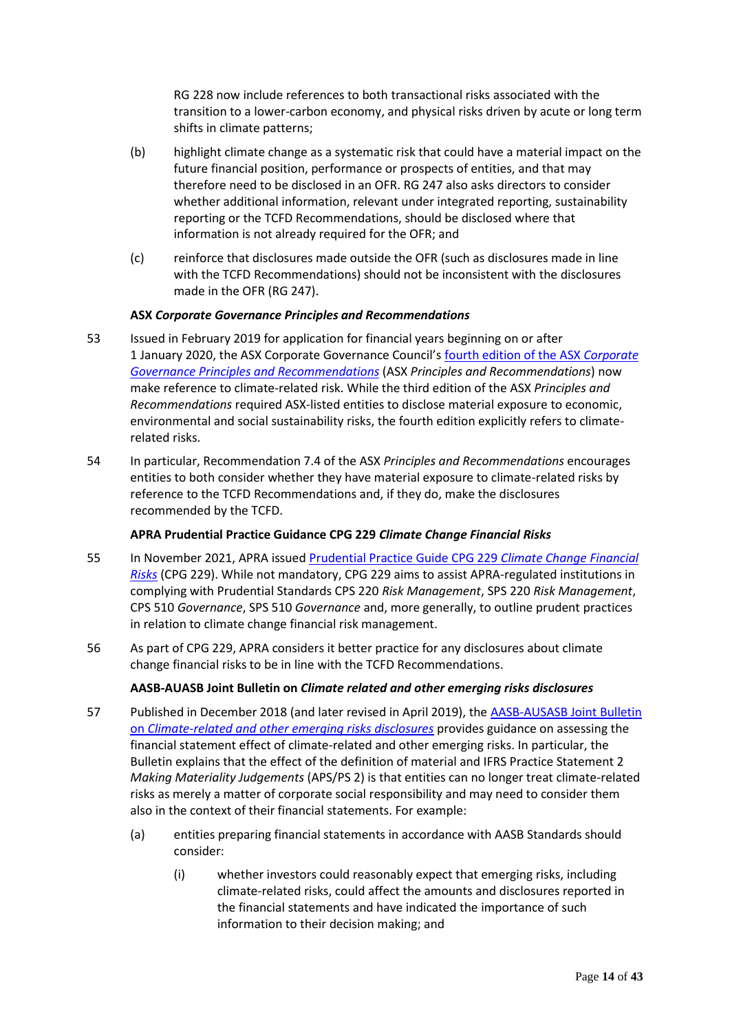RG 228 now include references to both transactional risks associated with the transition to a lower-carbon economy, and physical risks driven by acute or long term shifts in climate patterns;

(b) highlight climate change as a systematic risk that could have a material impact on the future financial position, performance or prospects of entities, and that may therefore need to be disclosed in an OFR. RG 247 also asks directors to consider whether additional information, relevant under integrated reporting, sustainability reporting or the TCFD Recommendations, should be disclosed where that information is not already required for the OFR; and

(c) reinforce that disclosures made outside the OFR (such as disclosures made in line with the TCFD Recommendations) should not be inconsistent with the disclosures made in the OFR (RG 247).

**ASX *Corporate Governance Principles and Recommendations***

53 Issued in February 2019 for application for financial years beginning on or after 1 January 2020, the ASX Corporate Governance Council's fourth edition of the ASX *Corporate Governance Principles and Recommendations* (ASX *Principles and Recommendations*) now make reference to climate-related risk. While the third edition of the ASX *Principles and Recommendations* required ASX-listed entities to disclose material exposure to economic, environmental and social sustainability risks, the fourth edition explicitly refers to climate-related risks.

54 In particular, Recommendation 7.4 of the ASX *Principles and Recommendations* encourages entities to both consider whether they have material exposure to climate-related risks by reference to the TCFD Recommendations and, if they do, make the disclosures recommended by the TCFD.

**APRA Prudential Practice Guidance CPG 229 *Climate Change Financial Risks***

55 In November 2021, APRA issued Prudential Practice Guide CPG 229 *Climate Change Financial Risks* (CPG 229). While not mandatory, CPG 229 aims to assist APRA-regulated institutions in complying with Prudential Standards CPS 220 *Risk Management*, SPS 220 *Risk Management*, CPS 510 *Governance*, SPS 510 *Governance* and, more generally, to outline prudent practices in relation to climate change financial risk management.

56 As part of CPG 229, APRA considers it better practice for any disclosures about climate change financial risks to be in line with the TCFD Recommendations.

**AASB-AUASB Joint Bulletin on *Climate related and other emerging risks disclosures***

57 Published in December 2018 (and later revised in April 2019), the AASB-AUSASB Joint Bulletin on *Climate-related and other emerging risks disclosures* provides guidance on assessing the financial statement effect of climate-related and other emerging risks. In particular, the Bulletin explains that the effect of the definition of material and IFRS Practice Statement 2 *Making Materiality Judgements* (APS/PS 2) is that entities can no longer treat climate-related risks as merely a matter of corporate social responsibility and may need to consider them also in the context of their financial statements. For example:

(a) entities preparing financial statements in accordance with AASB Standards should consider:

(i) whether investors could reasonably expect that emerging risks, including climate-related risks, could affect the amounts and disclosures reported in the financial statements and have indicated the importance of such information to their decision making; and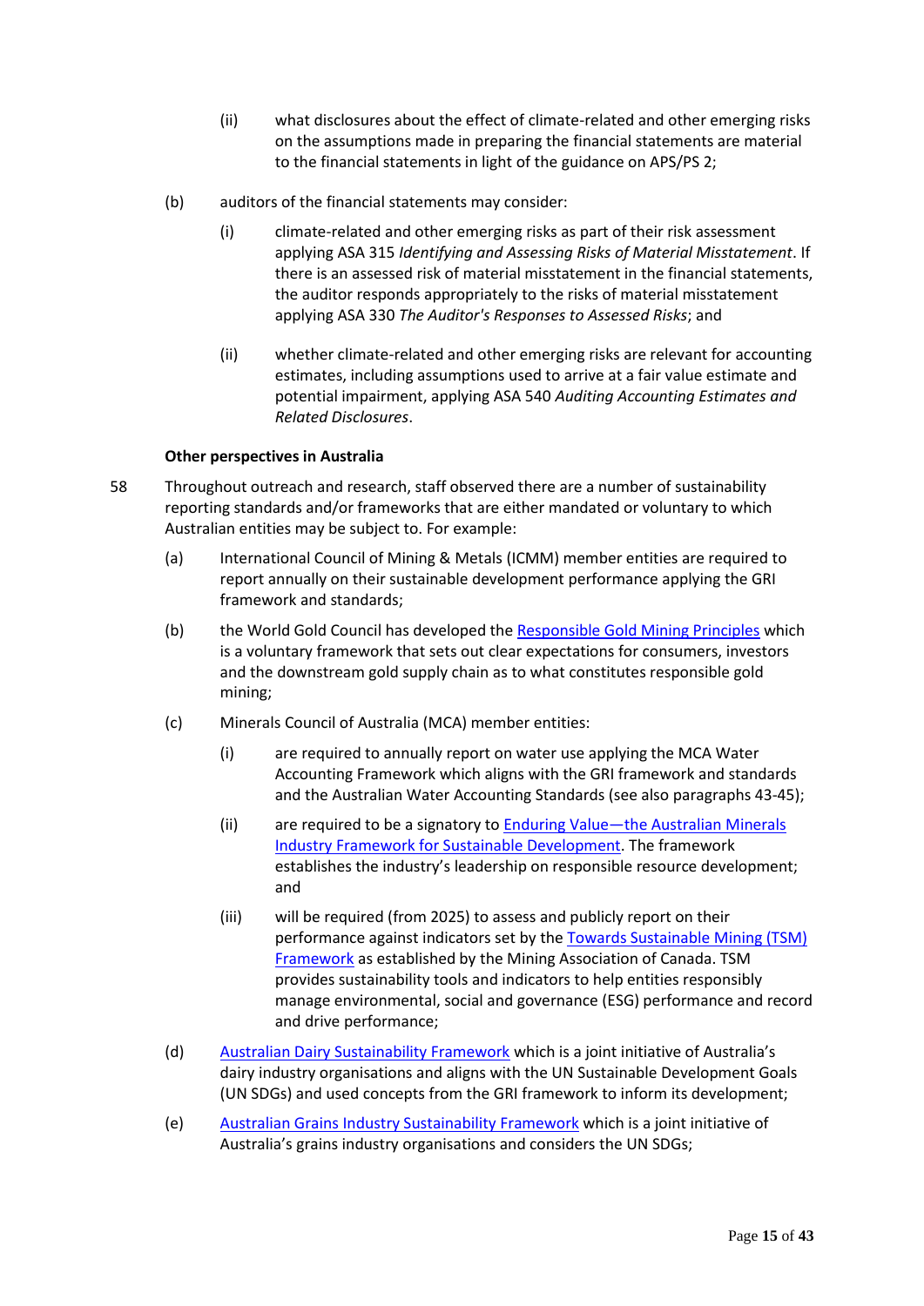(ii) what disclosures about the effect of climate-related and other emerging risks on the assumptions made in preparing the financial statements are material to the financial statements in light of the guidance on APS/PS 2;

(b) auditors of the financial statements may consider:

(i) climate-related and other emerging risks as part of their risk assessment applying ASA 315 *Identifying and Assessing Risks of Material Misstatement*. If there is an assessed risk of material misstatement in the financial statements, the auditor responds appropriately to the risks of material misstatement applying ASA 330 *The Auditor's Responses to Assessed Risks*; and

(ii) whether climate-related and other emerging risks are relevant for accounting estimates, including assumptions used to arrive at a fair value estimate and potential impairment, applying ASA 540 *Auditing Accounting Estimates and Related Disclosures*.

**Other perspectives in Australia**

58 Throughout outreach and research, staff observed there are a number of sustainability reporting standards and/or frameworks that are either mandated or voluntary to which Australian entities may be subject to. For example:

(a) International Council of Mining & Metals (ICMM) member entities are required to report annually on their sustainable development performance applying the GRI framework and standards;

(b) the World Gold Council has developed the Responsible Gold Mining Principles which is a voluntary framework that sets out clear expectations for consumers, investors and the downstream gold supply chain as to what constitutes responsible gold mining;

(c) Minerals Council of Australia (MCA) member entities:

(i) are required to annually report on water use applying the MCA Water Accounting Framework which aligns with the GRI framework and standards and the Australian Water Accounting Standards (see also paragraphs 43-45);

(ii) are required to be a signatory to Enduring Value—the Australian Minerals Industry Framework for Sustainable Development. The framework establishes the industry's leadership on responsible resource development; and

(iii) will be required (from 2025) to assess and publicly report on their performance against indicators set by the Towards Sustainable Mining (TSM) Framework as established by the Mining Association of Canada. TSM provides sustainability tools and indicators to help entities responsibly manage environmental, social and governance (ESG) performance and record and drive performance;

(d) Australian Dairy Sustainability Framework which is a joint initiative of Australia's dairy industry organisations and aligns with the UN Sustainable Development Goals (UN SDGs) and used concepts from the GRI framework to inform its development;

(e) Australian Grains Industry Sustainability Framework which is a joint initiative of Australia's grains industry organisations and considers the UN SDGs;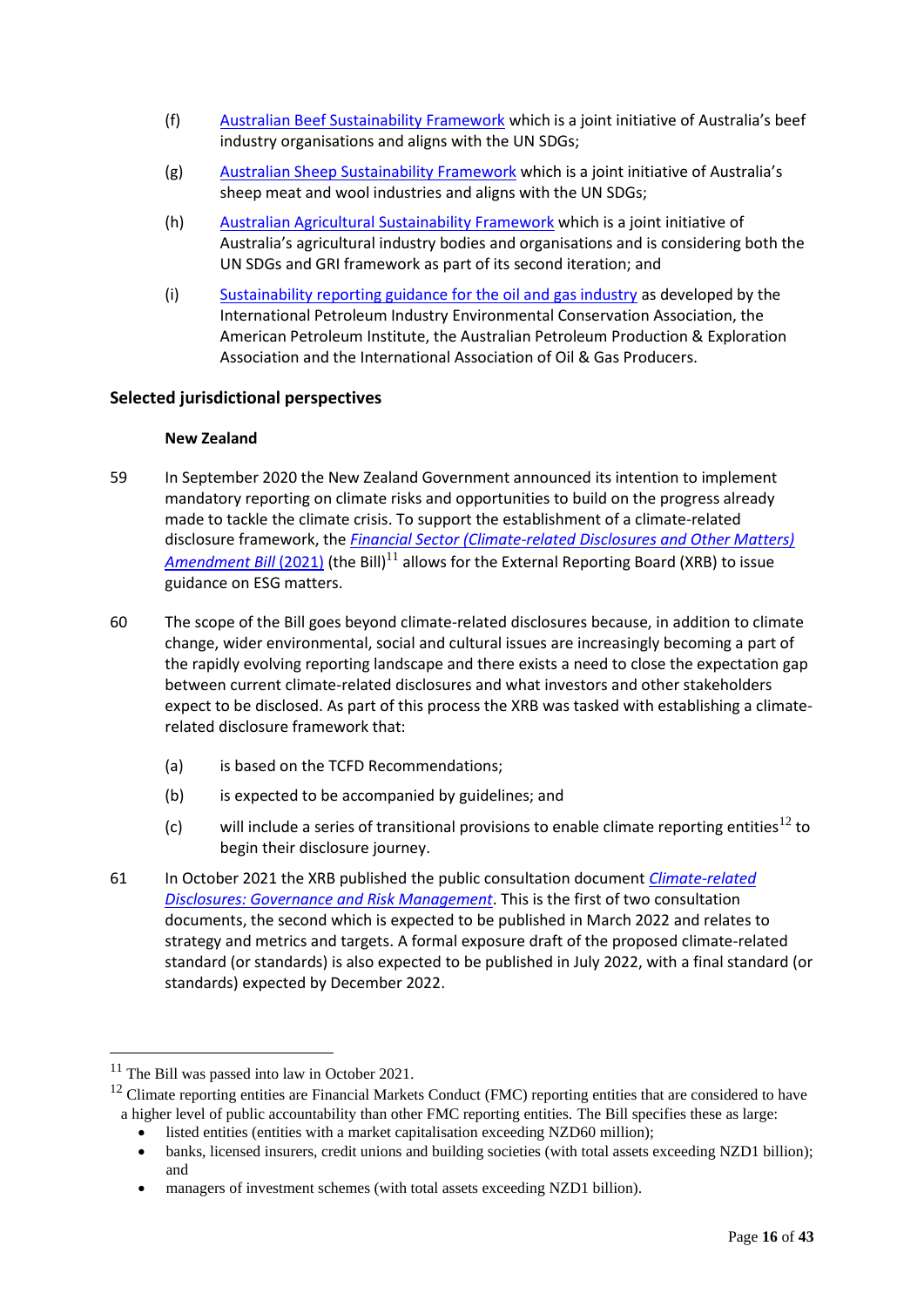(f) Australian Beef Sustainability Framework which is a joint initiative of Australia's beef industry organisations and aligns with the UN SDGs;

(g) Australian Sheep Sustainability Framework which is a joint initiative of Australia's sheep meat and wool industries and aligns with the UN SDGs;

(h) Australian Agricultural Sustainability Framework which is a joint initiative of Australia's agricultural industry bodies and organisations and is considering both the UN SDGs and GRI framework as part of its second iteration; and

(i) Sustainability reporting guidance for the oil and gas industry as developed by the International Petroleum Industry Environmental Conservation Association, the American Petroleum Institute, the Australian Petroleum Production & Exploration Association and the International Association of Oil & Gas Producers.

## Selected jurisdictional perspectives

### New Zealand

59 In September 2020 the New Zealand Government announced its intention to implement mandatory reporting on climate risks and opportunities to build on the progress already made to tackle the climate crisis. To support the establishment of a climate-related disclosure framework, the *Financial Sector (Climate-related Disclosures and Other Matters) Amendment Bill* (2021) (the Bill)[11] allows for the External Reporting Board (XRB) to issue guidance on ESG matters.

60 The scope of the Bill goes beyond climate-related disclosures because, in addition to climate change, wider environmental, social and cultural issues are increasingly becoming a part of the rapidly evolving reporting landscape and there exists a need to close the expectation gap between current climate-related disclosures and what investors and other stakeholders expect to be disclosed. As part of this process the XRB was tasked with establishing a climate-related disclosure framework that:

(a) is based on the TCFD Recommendations;

(b) is expected to be accompanied by guidelines; and

(c) will include a series of transitional provisions to enable climate reporting entities[12] to begin their disclosure journey.

61 In October 2021 the XRB published the public consultation document *Climate-related Disclosures: Governance and Risk Management*. This is the first of two consultation documents, the second which is expected to be published in March 2022 and relates to strategy and metrics and targets. A formal exposure draft of the proposed climate-related standard (or standards) is also expected to be published in July 2022, with a final standard (or standards) expected by December 2022.

---

[11] The Bill was passed into law in October 2021.

[12] Climate reporting entities are Financial Markets Conduct (FMC) reporting entities that are considered to have a higher level of public accountability than other FMC reporting entities. The Bill specifies these as large:

- listed entities (entities with a market capitalisation exceeding NZD60 million);
- banks, licensed insurers, credit unions and building societies (with total assets exceeding NZD1 billion); and
- managers of investment schemes (with total assets exceeding NZD1 billion).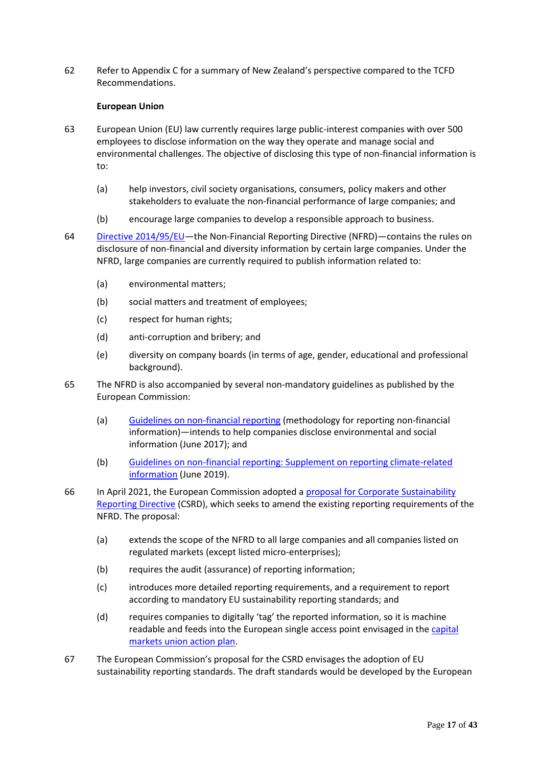62 Refer to Appendix C for a summary of New Zealand's perspective compared to the TCFD Recommendations.

**European Union**

63 European Union (EU) law currently requires large public-interest companies with over 500 employees to disclose information on the way they operate and manage social and environmental challenges. The objective of disclosing this type of non-financial information is to:

(a) help investors, civil society organisations, consumers, policy makers and other stakeholders to evaluate the non-financial performance of large companies; and

(b) encourage large companies to develop a responsible approach to business.

64 Directive 2014/95/EU—the Non-Financial Reporting Directive (NFRD)—contains the rules on disclosure of non-financial and diversity information by certain large companies. Under the NFRD, large companies are currently required to publish information related to:

(a) environmental matters;

(b) social matters and treatment of employees;

(c) respect for human rights;

(d) anti-corruption and bribery; and

(e) diversity on company boards (in terms of age, gender, educational and professional background).

65 The NFRD is also accompanied by several non-mandatory guidelines as published by the European Commission:

(a) Guidelines on non-financial reporting (methodology for reporting non-financial information)—intends to help companies disclose environmental and social information (June 2017); and

(b) Guidelines on non-financial reporting: Supplement on reporting climate-related information (June 2019).

66 In April 2021, the European Commission adopted a proposal for Corporate Sustainability Reporting Directive (CSRD), which seeks to amend the existing reporting requirements of the NFRD. The proposal:

(a) extends the scope of the NFRD to all large companies and all companies listed on regulated markets (except listed micro-enterprises);

(b) requires the audit (assurance) of reporting information;

(c) introduces more detailed reporting requirements, and a requirement to report according to mandatory EU sustainability reporting standards; and

(d) requires companies to digitally 'tag' the reported information, so it is machine readable and feeds into the European single access point envisaged in the capital markets union action plan.

67 The European Commission's proposal for the CSRD envisages the adoption of EU sustainability reporting standards. The draft standards would be developed by the European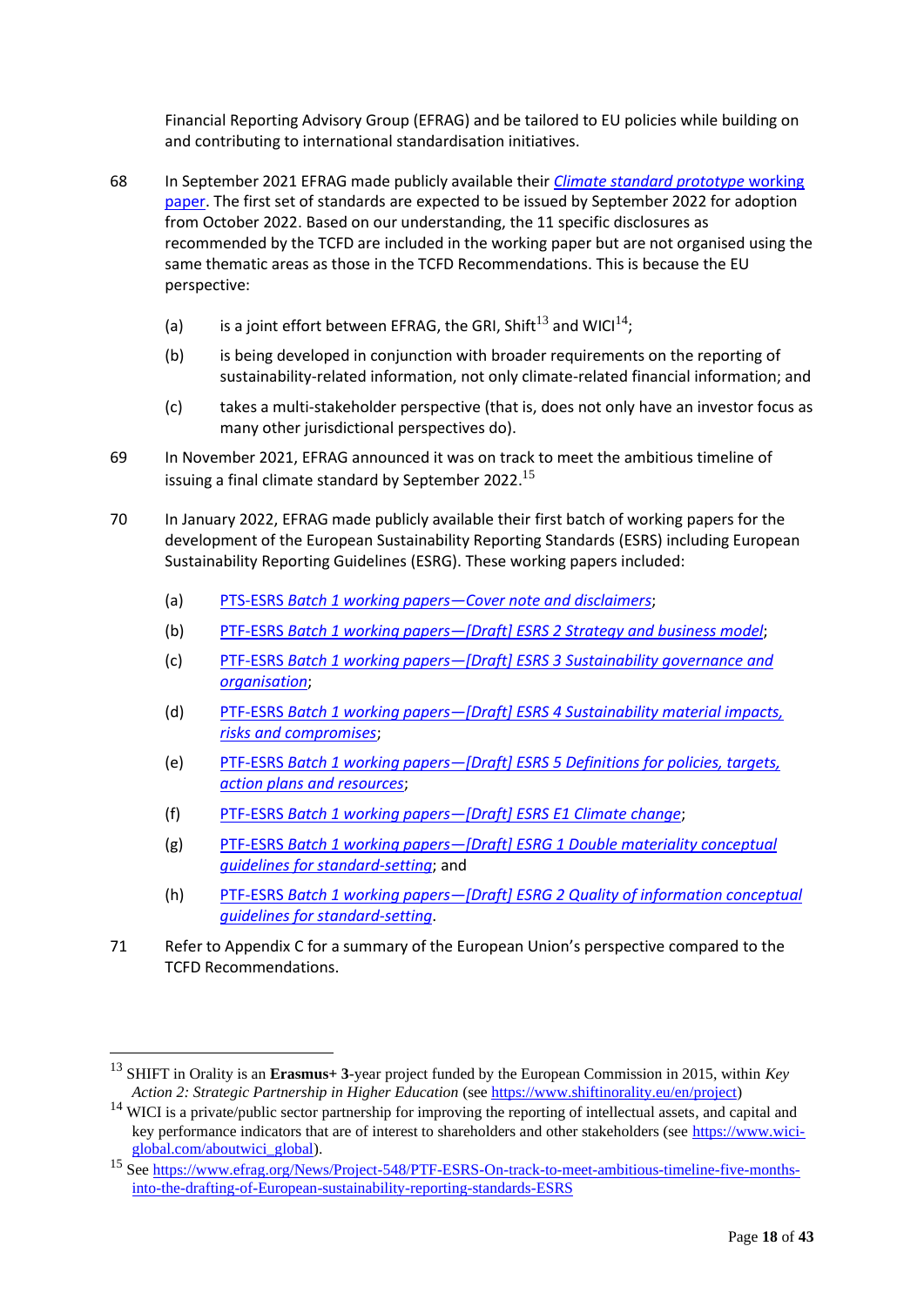Financial Reporting Advisory Group (EFRAG) and be tailored to EU policies while building on and contributing to international standardisation initiatives.

68 In September 2021 EFRAG made publicly available their [*Climate standard prototype* working paper](). The first set of standards are expected to be issued by September 2022 for adoption from October 2022. Based on our understanding, the 11 specific disclosures as recommended by the TCFD are included in the working paper but are not organised using the same thematic areas as those in the TCFD Recommendations. This is because the EU perspective:

   (a) is a joint effort between EFRAG, the GRI, Shift[13] and WICI[14];

   (b) is being developed in conjunction with broader requirements on the reporting of sustainability-related information, not only climate-related financial information; and

   (c) takes a multi-stakeholder perspective (that is, does not only have an investor focus as many other jurisdictional perspectives do).

69 In November 2021, EFRAG announced it was on track to meet the ambitious timeline of issuing a final climate standard by September 2022.[15]

70 In January 2022, EFRAG made publicly available their first batch of working papers for the development of the European Sustainability Reporting Standards (ESRS) including European Sustainability Reporting Guidelines (ESRG). These working papers included:

   (a) PTS-ESRS *Batch 1 working papers—Cover note and disclaimers*;

   (b) PTF-ESRS *Batch 1 working papers—[Draft] ESRS 2 Strategy and business model*;

   (c) PTF-ESRS *Batch 1 working papers—[Draft] ESRS 3 Sustainability governance and organisation*;

   (d) PTF-ESRS *Batch 1 working papers—[Draft] ESRS 4 Sustainability material impacts, risks and compromises*;

   (e) PTF-ESRS *Batch 1 working papers—[Draft] ESRS 5 Definitions for policies, targets, action plans and resources*;

   (f) PTF-ESRS *Batch 1 working papers—[Draft] ESRS E1 Climate change*;

   (g) PTF-ESRS *Batch 1 working papers—[Draft] ESRG 1 Double materiality conceptual guidelines for standard-setting*; and

   (h) PTF-ESRS *Batch 1 working papers—[Draft] ESRG 2 Quality of information conceptual guidelines for standard-setting*.

71 Refer to Appendix C for a summary of the European Union's perspective compared to the TCFD Recommendations.

---

[13] SHIFT in Orality is an **Erasmus+ 3**-year project funded by the European Commission in 2015, within *Key Action 2: Strategic Partnership in Higher Education* (see https://www.shiftinorality.eu/en/project)

[14] WICI is a private/public sector partnership for improving the reporting of intellectual assets, and capital and key performance indicators that are of interest to shareholders and other stakeholders (see https://www.wici-global.com/aboutwici_global).

[15] See https://www.efrag.org/News/Project-548/PTF-ESRS-On-track-to-meet-ambitious-timeline-five-months-into-the-drafting-of-European-sustainability-reporting-standards-ESRS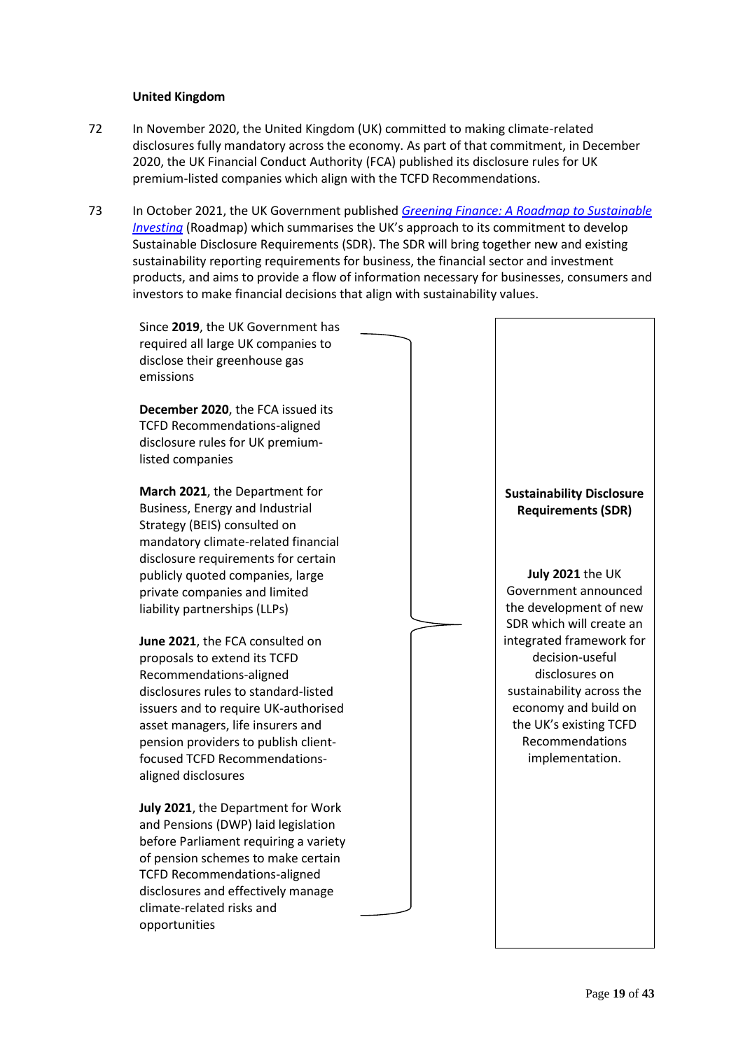**United Kingdom**

72 In November 2020, the United Kingdom (UK) committed to making climate-related disclosures fully mandatory across the economy. As part of that commitment, in December 2020, the UK Financial Conduct Authority (FCA) published its disclosure rules for UK premium-listed companies which align with the TCFD Recommendations.

73 In October 2021, the UK Government published *Greening Finance: A Roadmap to Sustainable Investing* (Roadmap) which summarises the UK's approach to its commitment to develop Sustainable Disclosure Requirements (SDR). The SDR will bring together new and existing sustainability reporting requirements for business, the financial sector and investment products, and aims to provide a flow of information necessary for businesses, consumers and investors to make financial decisions that align with sustainability values.

Since **2019**, the UK Government has required all large UK companies to disclose their greenhouse gas emissions

**December 2020**, the FCA issued its TCFD Recommendations-aligned disclosure rules for UK premium-listed companies

**March 2021**, the Department for Business, Energy and Industrial Strategy (BEIS) consulted on mandatory climate-related financial disclosure requirements for certain publicly quoted companies, large private companies and limited liability partnerships (LLPs)

**June 2021**, the FCA consulted on proposals to extend its TCFD Recommendations-aligned disclosures rules to standard-listed issuers and to require UK-authorised asset managers, life insurers and pension providers to publish client-focused TCFD Recommendations-aligned disclosures

**July 2021**, the Department for Work and Pensions (DWP) laid legislation before Parliament requiring a variety of pension schemes to make certain TCFD Recommendations-aligned disclosures and effectively manage climate-related risks and opportunities

**Sustainability Disclosure Requirements (SDR)**

**July 2021** the UK Government announced the development of new SDR which will create an integrated framework for decision-useful disclosures on sustainability across the economy and build on the UK's existing TCFD Recommendations implementation.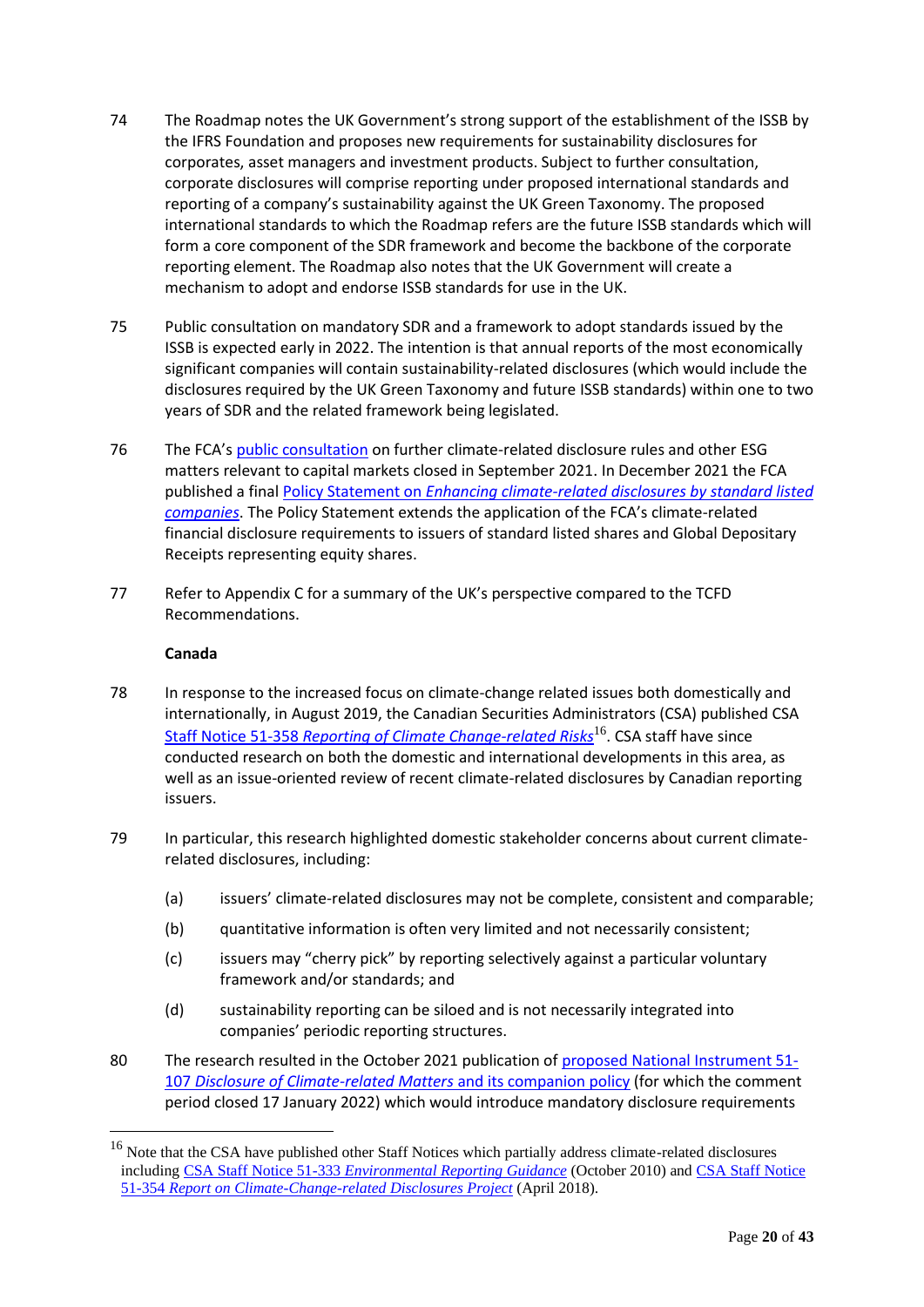74 The Roadmap notes the UK Government's strong support of the establishment of the ISSB by the IFRS Foundation and proposes new requirements for sustainability disclosures for corporates, asset managers and investment products. Subject to further consultation, corporate disclosures will comprise reporting under proposed international standards and reporting of a company's sustainability against the UK Green Taxonomy. The proposed international standards to which the Roadmap refers are the future ISSB standards which will form a core component of the SDR framework and become the backbone of the corporate reporting element. The Roadmap also notes that the UK Government will create a mechanism to adopt and endorse ISSB standards for use in the UK.

75 Public consultation on mandatory SDR and a framework to adopt standards issued by the ISSB is expected early in 2022. The intention is that annual reports of the most economically significant companies will contain sustainability-related disclosures (which would include the disclosures required by the UK Green Taxonomy and future ISSB standards) within one to two years of SDR and the related framework being legislated.

76 The FCA's public consultation on further climate-related disclosure rules and other ESG matters relevant to capital markets closed in September 2021. In December 2021 the FCA published a final Policy Statement on *Enhancing climate-related disclosures by standard listed companies*. The Policy Statement extends the application of the FCA's climate-related financial disclosure requirements to issuers of standard listed shares and Global Depositary Receipts representing equity shares.

77 Refer to Appendix C for a summary of the UK's perspective compared to the TCFD Recommendations.

**Canada**

78 In response to the increased focus on climate-change related issues both domestically and internationally, in August 2019, the Canadian Securities Administrators (CSA) published CSA Staff Notice 51-358 *Reporting of Climate Change-related Risks*[16]. CSA staff have since conducted research on both the domestic and international developments in this area, as well as an issue-oriented review of recent climate-related disclosures by Canadian reporting issuers.

79 In particular, this research highlighted domestic stakeholder concerns about current climate-related disclosures, including:

(a) issuers' climate-related disclosures may not be complete, consistent and comparable;

(b) quantitative information is often very limited and not necessarily consistent;

(c) issuers may "cherry pick" by reporting selectively against a particular voluntary framework and/or standards; and

(d) sustainability reporting can be siloed and is not necessarily integrated into companies' periodic reporting structures.

80 The research resulted in the October 2021 publication of proposed National Instrument 51-107 *Disclosure of Climate-related Matters* and its companion policy (for which the comment period closed 17 January 2022) which would introduce mandatory disclosure requirements

---

[16] Note that the CSA have published other Staff Notices which partially address climate-related disclosures including CSA Staff Notice 51-333 *Environmental Reporting Guidance* (October 2010) and CSA Staff Notice 51-354 *Report on Climate-Change-related Disclosures Project* (April 2018).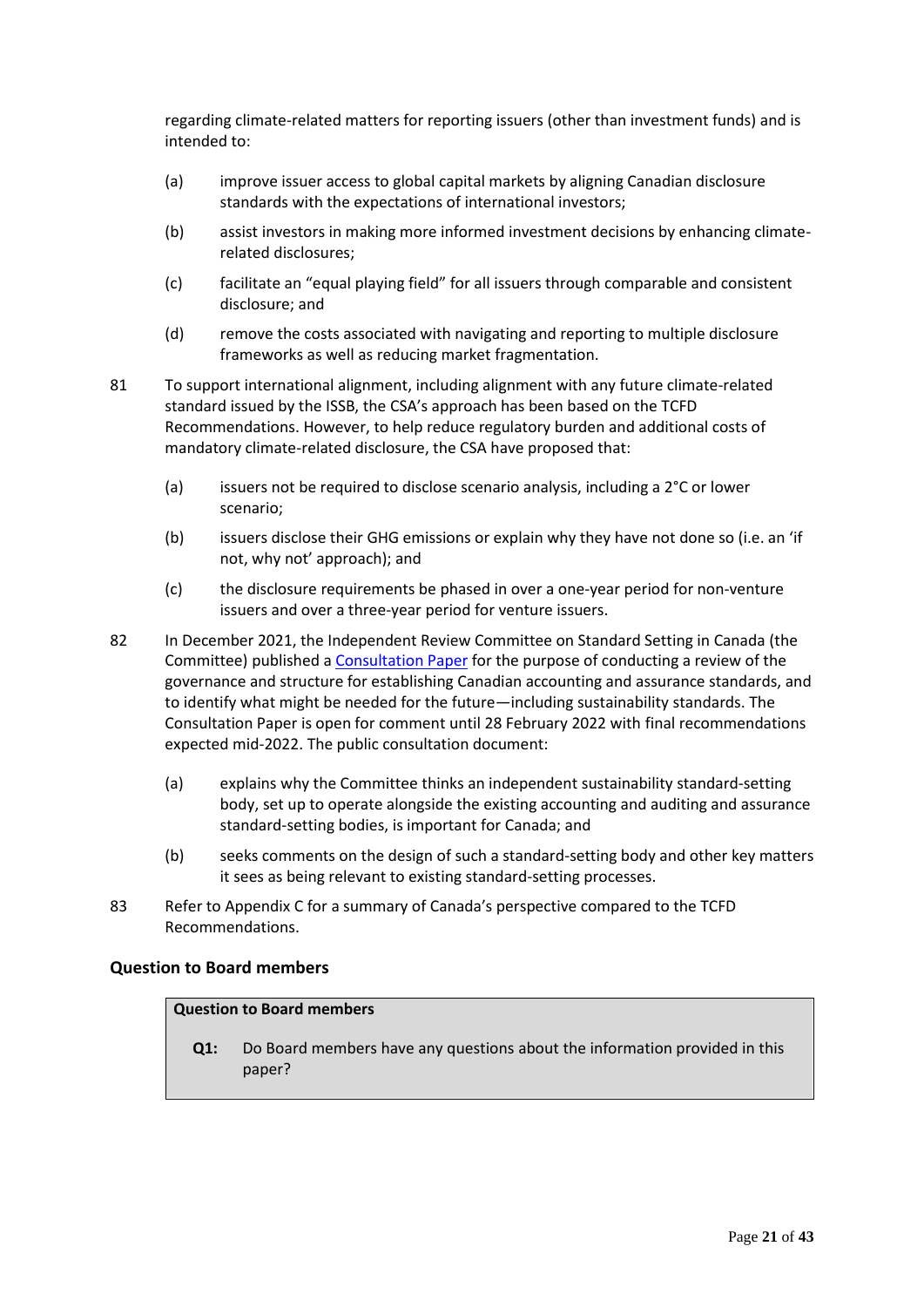regarding climate-related matters for reporting issuers (other than investment funds) and is intended to:

(a) improve issuer access to global capital markets by aligning Canadian disclosure standards with the expectations of international investors;

(b) assist investors in making more informed investment decisions by enhancing climate-related disclosures;

(c) facilitate an "equal playing field" for all issuers through comparable and consistent disclosure; and

(d) remove the costs associated with navigating and reporting to multiple disclosure frameworks as well as reducing market fragmentation.

81 To support international alignment, including alignment with any future climate-related standard issued by the ISSB, the CSA's approach has been based on the TCFD Recommendations. However, to help reduce regulatory burden and additional costs of mandatory climate-related disclosure, the CSA have proposed that:

(a) issuers not be required to disclose scenario analysis, including a 2°C or lower scenario;

(b) issuers disclose their GHG emissions or explain why they have not done so (i.e. an 'if not, why not' approach); and

(c) the disclosure requirements be phased in over a one-year period for non-venture issuers and over a three-year period for venture issuers.

82 In December 2021, the Independent Review Committee on Standard Setting in Canada (the Committee) published a Consultation Paper for the purpose of conducting a review of the governance and structure for establishing Canadian accounting and assurance standards, and to identify what might be needed for the future—including sustainability standards. The Consultation Paper is open for comment until 28 February 2022 with final recommendations expected mid-2022. The public consultation document:

(a) explains why the Committee thinks an independent sustainability standard-setting body, set up to operate alongside the existing accounting and auditing and assurance standard-setting bodies, is important for Canada; and

(b) seeks comments on the design of such a standard-setting body and other key matters it sees as being relevant to existing standard-setting processes.

83 Refer to Appendix C for a summary of Canada's perspective compared to the TCFD Recommendations.

## Question to Board members

| **Question to Board members** |
| --- |
| **Q1:** Do Board members have any questions about the information provided in this paper? |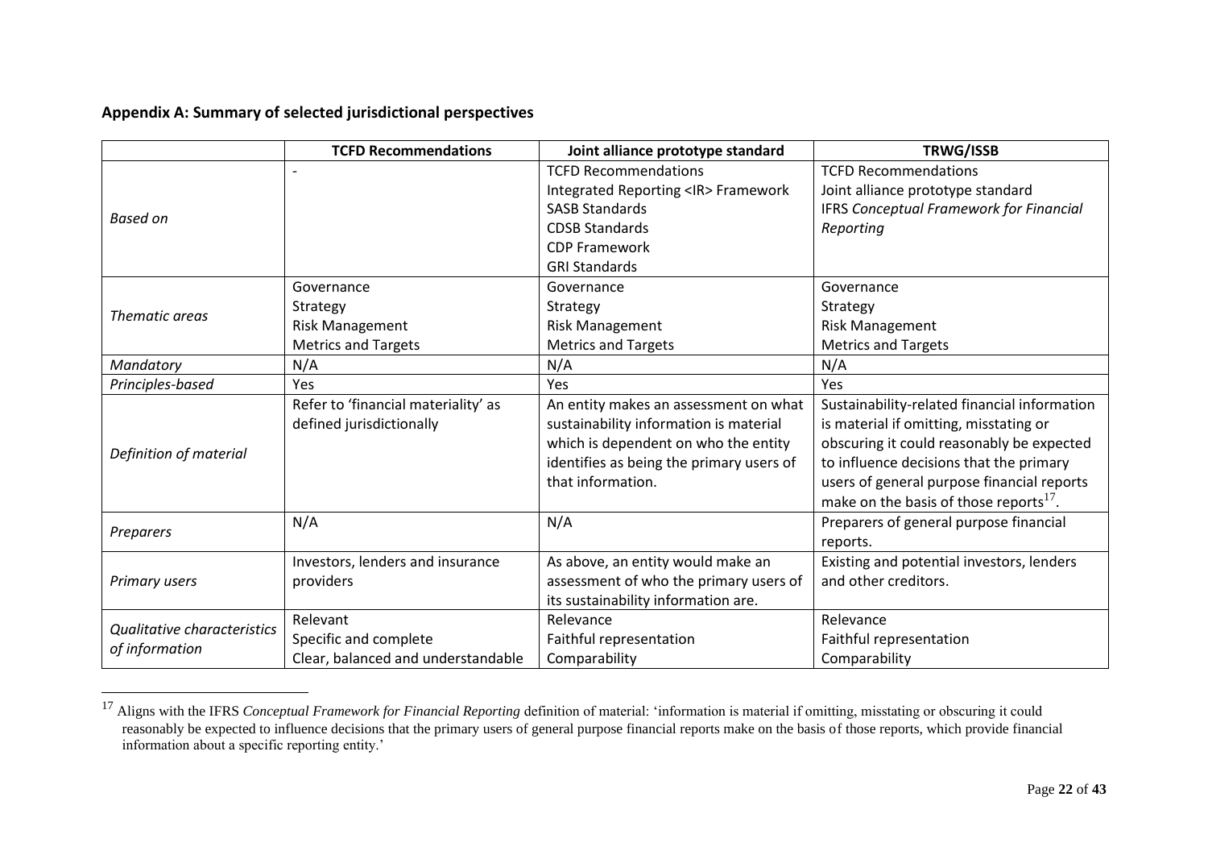**Appendix A: Summary of selected jurisdictional perspectives**

| | TCFD Recommendations | Joint alliance prototype standard | TRWG/ISSB |
|---|---|---|---|
| *Based on* | - | TCFD Recommendations<br>Integrated Reporting <IR> Framework<br>SASB Standards<br>CDSB Standards<br>CDP Framework<br>GRI Standards | TCFD Recommendations<br>Joint alliance prototype standard<br>IFRS *Conceptual Framework for Financial Reporting* |
| *Thematic areas* | Governance<br>Strategy<br>Risk Management<br>Metrics and Targets | Governance<br>Strategy<br>Risk Management<br>Metrics and Targets | Governance<br>Strategy<br>Risk Management<br>Metrics and Targets |
| *Mandatory* | N/A | N/A | N/A |
| *Principles-based* | Yes | Yes | Yes |
| *Definition of material* | Refer to 'financial materiality' as defined jurisdictionally | An entity makes an assessment on what sustainability information is material which is dependent on who the entity identifies as being the primary users of that information. | Sustainability-related financial information is material if omitting, misstating or obscuring it could reasonably be expected to influence decisions that the primary users of general purpose financial reports make on the basis of those reports[17]. |
| *Preparers* | N/A | N/A | Preparers of general purpose financial reports. |
| *Primary users* | Investors, lenders and insurance providers | As above, an entity would make an assessment of who the primary users of its sustainability information are. | Existing and potential investors, lenders and other creditors. |
| *Qualitative characteristics of information* | Relevant<br>Specific and complete<br>Clear, balanced and understandable | Relevance<br>Faithful representation<br>Comparability | Relevance<br>Faithful representation<br>Comparability |

[17] Aligns with the IFRS *Conceptual Framework for Financial Reporting* definition of material: 'information is material if omitting, misstating or obscuring it could reasonably be expected to influence decisions that the primary users of general purpose financial reports make on the basis of those reports, which provide financial information about a specific reporting entity.'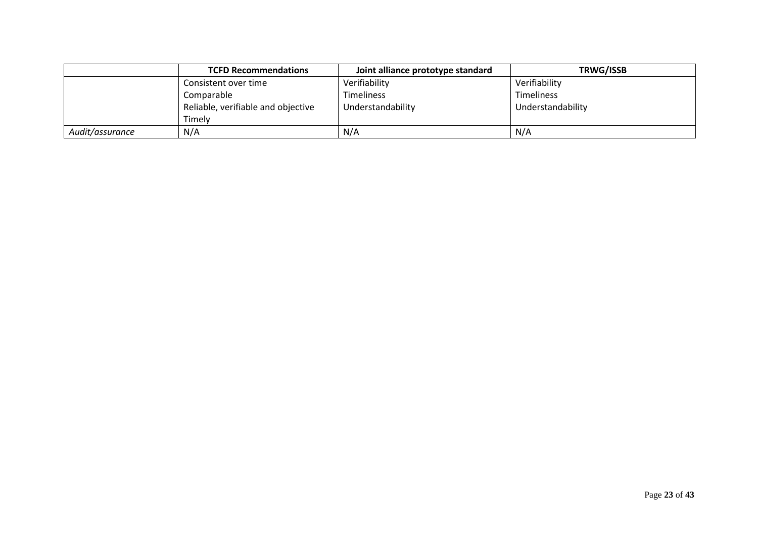| | TCFD Recommendations | Joint alliance prototype standard | TRWG/ISSB |
|---|---|---|---|
| | Consistent over time<br>Comparable<br>Reliable, verifiable and objective<br>Timely | Verifiability<br>Timeliness<br>Understandability | Verifiability<br>Timeliness<br>Understandability |
| *Audit/assurance* | N/A | N/A | N/A |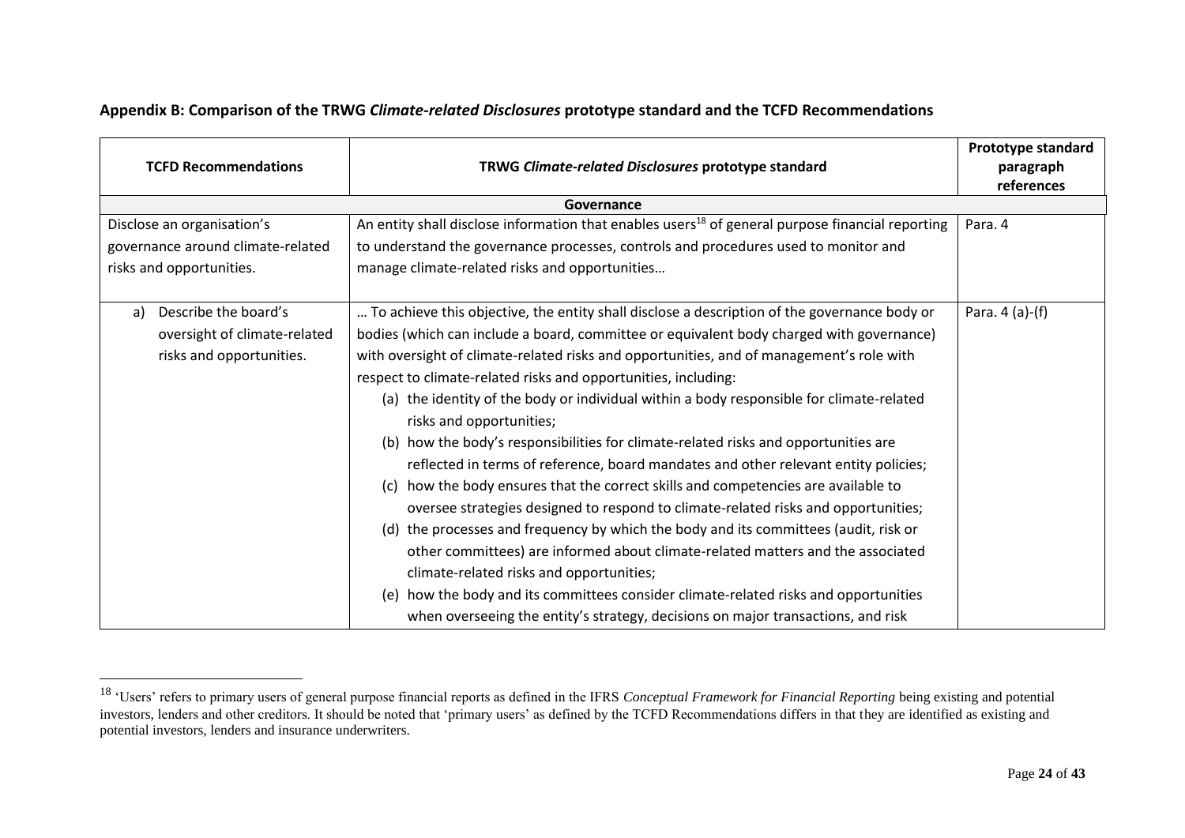## Appendix B: Comparison of the TRWG *Climate-related Disclosures* prototype standard and the TCFD Recommendations

| TCFD Recommendations | TRWG *Climate-related Disclosures* prototype standard | Prototype standard paragraph references |
|---|---|---|
| **Governance** | | |
| Disclose an organisation's governance around climate-related risks and opportunities. | An entity shall disclose information that enables users[18] of general purpose financial reporting to understand the governance processes, controls and procedures used to monitor and manage climate-related risks and opportunities… | Para. 4 |
| a) Describe the board's oversight of climate-related risks and opportunities. | … To achieve this objective, the entity shall disclose a description of the governance body or bodies (which can include a board, committee or equivalent body charged with governance) with oversight of climate-related risks and opportunities, and of management's role with respect to climate-related risks and opportunities, including: <br>(a) the identity of the body or individual within a body responsible for climate-related risks and opportunities; <br>(b) how the body's responsibilities for climate-related risks and opportunities are reflected in terms of reference, board mandates and other relevant entity policies; <br>(c) how the body ensures that the correct skills and competencies are available to oversee strategies designed to respond to climate-related risks and opportunities; <br>(d) the processes and frequency by which the body and its committees (audit, risk or other committees) are informed about climate-related matters and the associated climate-related risks and opportunities; <br>(e) how the body and its committees consider climate-related risks and opportunities when overseeing the entity's strategy, decisions on major transactions, and risk | Para. 4 (a)-(f) |

[18] 'Users' refers to primary users of general purpose financial reports as defined in the IFRS *Conceptual Framework for Financial Reporting* being existing and potential investors, lenders and other creditors. It should be noted that 'primary users' as defined by the TCFD Recommendations differs in that they are identified as existing and potential investors, lenders and insurance underwriters.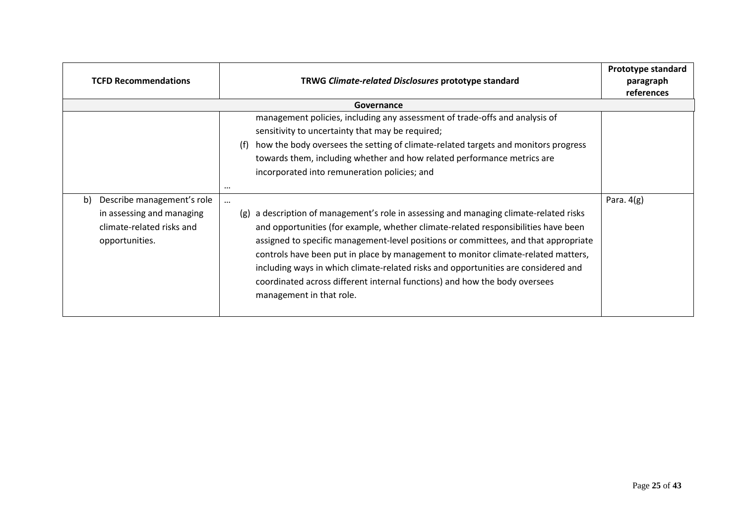| TCFD Recommendations | TRWG *Climate-related Disclosures* prototype standard | Prototype standard paragraph references |
|---|---|---|
| **Governance** | | |
| | management policies, including any assessment of trade-offs and analysis of sensitivity to uncertainty that may be required;<br>(f) how the body oversees the setting of climate-related targets and monitors progress towards them, including whether and how related performance metrics are incorporated into remuneration policies; and<br>… | |
| b) Describe management's role in assessing and managing climate-related risks and opportunities. | …<br>(g) a description of management's role in assessing and managing climate-related risks and opportunities (for example, whether climate-related responsibilities have been assigned to specific management-level positions or committees, and that appropriate controls have been put in place by management to monitor climate-related matters, including ways in which climate-related risks and opportunities are considered and coordinated across different internal functions) and how the body oversees management in that role. | Para. 4(g) |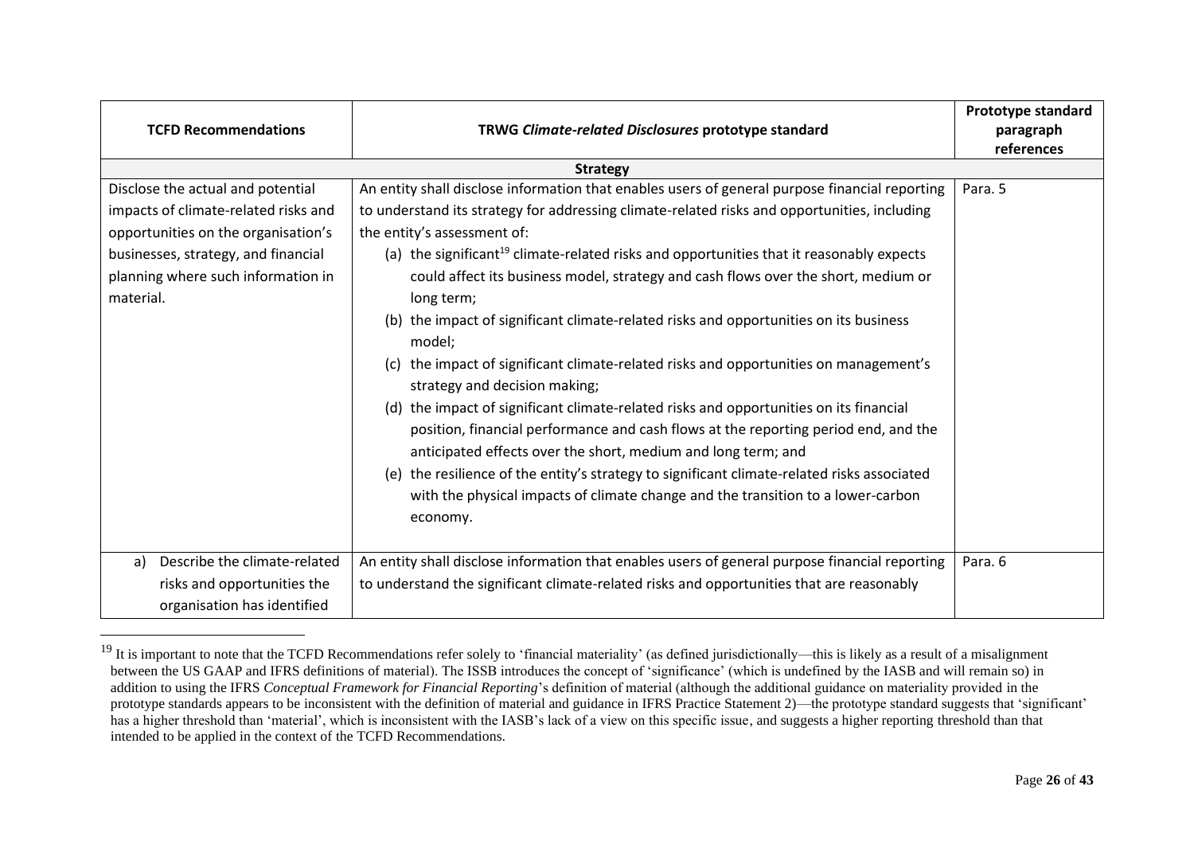| TCFD Recommendations | TRWG *Climate-related Disclosures* prototype standard | Prototype standard paragraph references |
|---|---|---|
| **Strategy** | | |
| Disclose the actual and potential impacts of climate-related risks and opportunities on the organisation's businesses, strategy, and financial planning where such information in material. | An entity shall disclose information that enables users of general purpose financial reporting to understand its strategy for addressing climate-related risks and opportunities, including the entity's assessment of:<br>(a) the significant[19] climate-related risks and opportunities that it reasonably expects could affect its business model, strategy and cash flows over the short, medium or long term;<br>(b) the impact of significant climate-related risks and opportunities on its business model;<br>(c) the impact of significant climate-related risks and opportunities on management's strategy and decision making;<br>(d) the impact of significant climate-related risks and opportunities on its financial position, financial performance and cash flows at the reporting period end, and the anticipated effects over the short, medium and long term; and<br>(e) the resilience of the entity's strategy to significant climate-related risks associated with the physical impacts of climate change and the transition to a lower-carbon economy. | Para. 5 |
| a) Describe the climate-related risks and opportunities the organisation has identified | An entity shall disclose information that enables users of general purpose financial reporting to understand the significant climate-related risks and opportunities that are reasonably | Para. 6 |

[19] It is important to note that the TCFD Recommendations refer solely to 'financial materiality' (as defined jurisdictionally—this is likely as a result of a misalignment between the US GAAP and IFRS definitions of material). The ISSB introduces the concept of 'significance' (which is undefined by the IASB and will remain so) in addition to using the IFRS *Conceptual Framework for Financial Reporting*'s definition of material (although the additional guidance on materiality provided in the prototype standards appears to be inconsistent with the definition of material and guidance in IFRS Practice Statement 2)—the prototype standard suggests that 'significant' has a higher threshold than 'material', which is inconsistent with the IASB's lack of a view on this specific issue, and suggests a higher reporting threshold than that intended to be applied in the context of the TCFD Recommendations.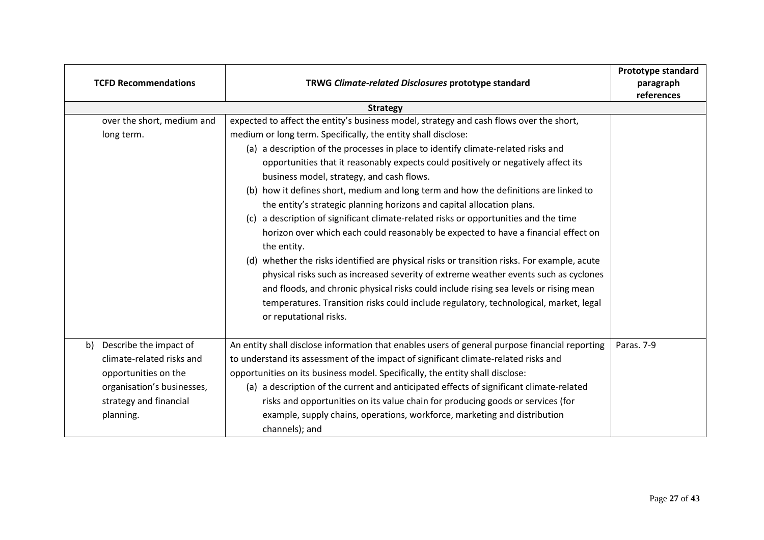| TCFD Recommendations | TRWG *Climate-related Disclosures* prototype standard | Prototype standard paragraph references |
|---|---|---|
| **Strategy** | | |
| over the short, medium and long term. | expected to affect the entity's business model, strategy and cash flows over the short, medium or long term. Specifically, the entity shall disclose:<br>(a) a description of the processes in place to identify climate-related risks and opportunities that it reasonably expects could positively or negatively affect its business model, strategy, and cash flows.<br>(b) how it defines short, medium and long term and how the definitions are linked to the entity's strategic planning horizons and capital allocation plans.<br>(c) a description of significant climate-related risks or opportunities and the time horizon over which each could reasonably be expected to have a financial effect on the entity.<br>(d) whether the risks identified are physical risks or transition risks. For example, acute physical risks such as increased severity of extreme weather events such as cyclones and floods, and chronic physical risks could include rising sea levels or rising mean temperatures. Transition risks could include regulatory, technological, market, legal or reputational risks. | |
| b) Describe the impact of climate-related risks and opportunities on the organisation's businesses, strategy and financial planning. | An entity shall disclose information that enables users of general purpose financial reporting to understand its assessment of the impact of significant climate-related risks and opportunities on its business model. Specifically, the entity shall disclose:<br>(a) a description of the current and anticipated effects of significant climate-related risks and opportunities on its value chain for producing goods or services (for example, supply chains, operations, workforce, marketing and distribution channels); and | Paras. 7-9 |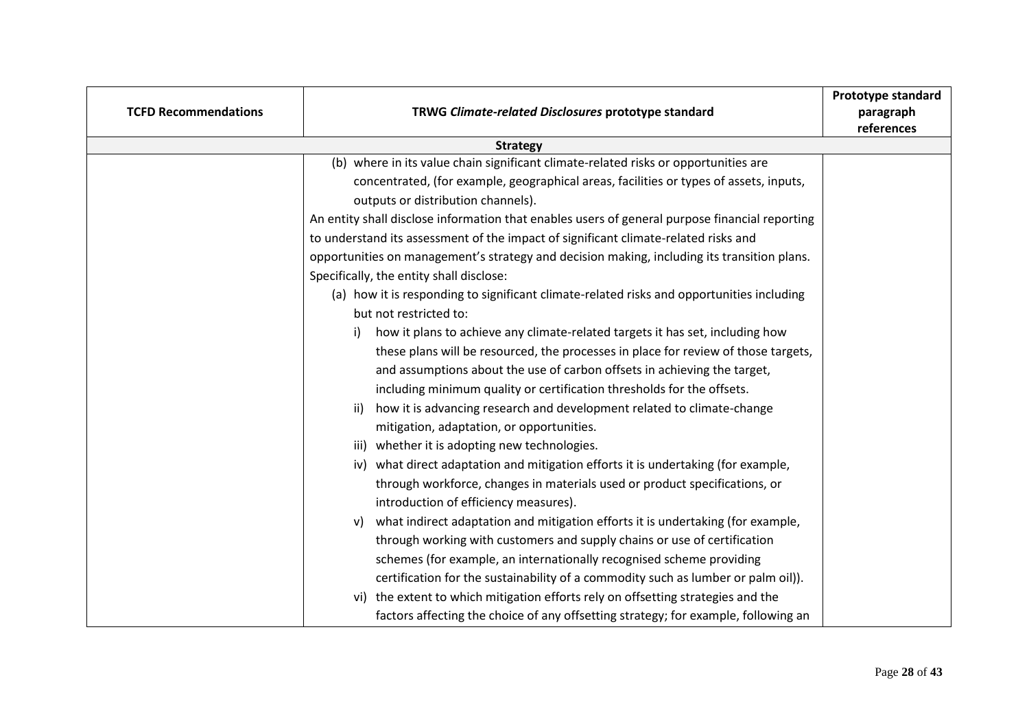| TCFD Recommendations | TRWG *Climate-related Disclosures* prototype standard | Prototype standard paragraph references |
|---|---|---|
| | **Strategy** | |
| | (b) where in its value chain significant climate-related risks or opportunities are concentrated, (for example, geographical areas, facilities or types of assets, inputs, outputs or distribution channels).<br>An entity shall disclose information that enables users of general purpose financial reporting to understand its assessment of the impact of significant climate-related risks and opportunities on management's strategy and decision making, including its transition plans. Specifically, the entity shall disclose:<br>(a) how it is responding to significant climate-related risks and opportunities including but not restricted to:<br>i) how it plans to achieve any climate-related targets it has set, including how these plans will be resourced, the processes in place for review of those targets, and assumptions about the use of carbon offsets in achieving the target, including minimum quality or certification thresholds for the offsets.<br>ii) how it is advancing research and development related to climate-change mitigation, adaptation, or opportunities.<br>iii) whether it is adopting new technologies.<br>iv) what direct adaptation and mitigation efforts it is undertaking (for example, through workforce, changes in materials used or product specifications, or introduction of efficiency measures).<br>v) what indirect adaptation and mitigation efforts it is undertaking (for example, through working with customers and supply chains or use of certification schemes (for example, an internationally recognised scheme providing certification for the sustainability of a commodity such as lumber or palm oil)).<br>vi) the extent to which mitigation efforts rely on offsetting strategies and the factors affecting the choice of any offsetting strategy; for example, following an | |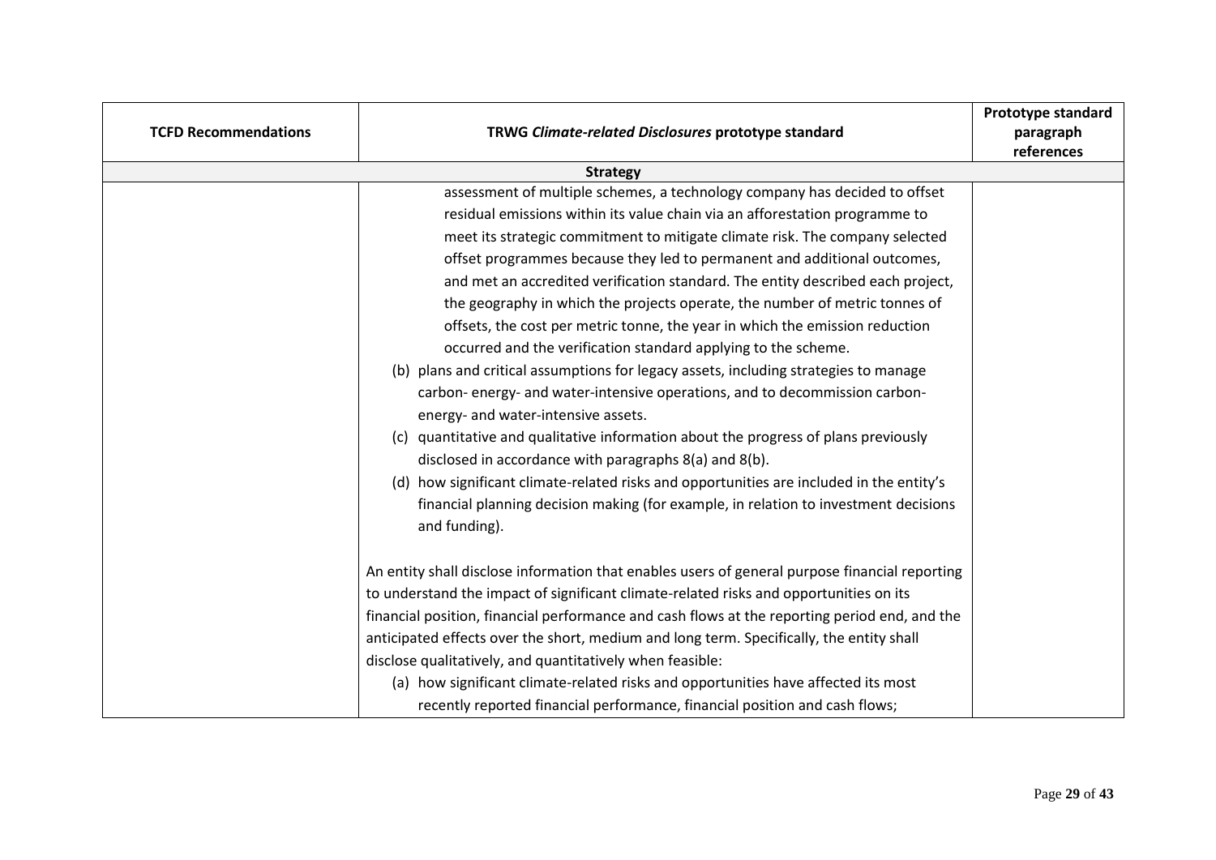| TCFD Recommendations | TRWG *Climate-related Disclosures* prototype standard | Prototype standard paragraph references |
|---|---|---|
| **Strategy** | | |
| | assessment of multiple schemes, a technology company has decided to offset residual emissions within its value chain via an afforestation programme to meet its strategic commitment to mitigate climate risk. The company selected offset programmes because they led to permanent and additional outcomes, and met an accredited verification standard. The entity described each project, the geography in which the projects operate, the number of metric tonnes of offsets, the cost per metric tonne, the year in which the emission reduction occurred and the verification standard applying to the scheme.<br>(b) plans and critical assumptions for legacy assets, including strategies to manage carbon- energy- and water-intensive operations, and to decommission carbon- energy- and water-intensive assets.<br>(c) quantitative and qualitative information about the progress of plans previously disclosed in accordance with paragraphs 8(a) and 8(b).<br>(d) how significant climate-related risks and opportunities are included in the entity's financial planning decision making (for example, in relation to investment decisions and funding).<br><br>An entity shall disclose information that enables users of general purpose financial reporting to understand the impact of significant climate-related risks and opportunities on its financial position, financial performance and cash flows at the reporting period end, and the anticipated effects over the short, medium and long term. Specifically, the entity shall disclose qualitatively, and quantitatively when feasible:<br>(a) how significant climate-related risks and opportunities have affected its most recently reported financial performance, financial position and cash flows; | |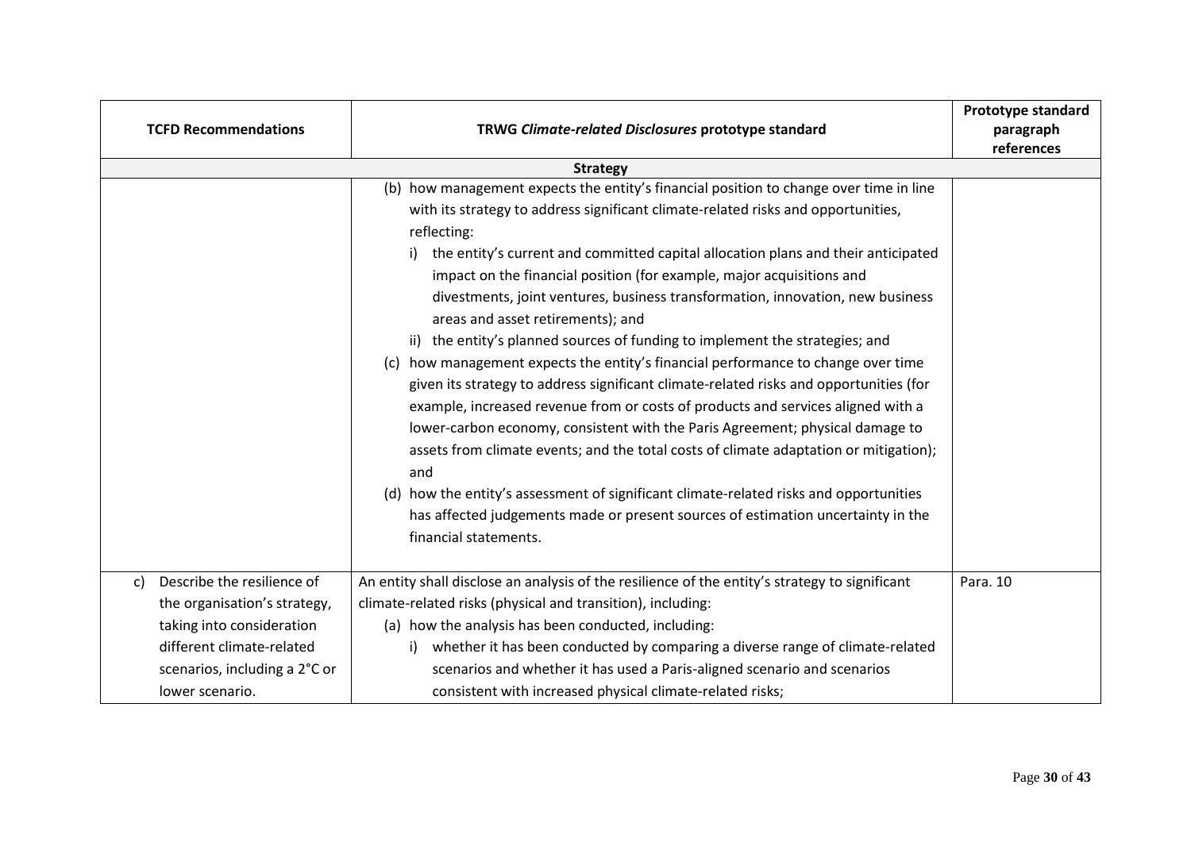| TCFD Recommendations | TRWG *Climate-related Disclosures* prototype standard | Prototype standard paragraph references |
|---|---|---|
| **Strategy** | | |
| | (b) how management expects the entity's financial position to change over time in line with its strategy to address significant climate-related risks and opportunities, reflecting:<br>i) the entity's current and committed capital allocation plans and their anticipated impact on the financial position (for example, major acquisitions and divestments, joint ventures, business transformation, innovation, new business areas and asset retirements); and<br>ii) the entity's planned sources of funding to implement the strategies; and<br>(c) how management expects the entity's financial performance to change over time given its strategy to address significant climate-related risks and opportunities (for example, increased revenue from or costs of products and services aligned with a lower-carbon economy, consistent with the Paris Agreement; physical damage to assets from climate events; and the total costs of climate adaptation or mitigation); and<br>(d) how the entity's assessment of significant climate-related risks and opportunities has affected judgements made or present sources of estimation uncertainty in the financial statements. | |
| c) Describe the resilience of the organisation's strategy, taking into consideration different climate-related scenarios, including a 2°C or lower scenario. | An entity shall disclose an analysis of the resilience of the entity's strategy to significant climate-related risks (physical and transition), including:<br>(a) how the analysis has been conducted, including:<br>i) whether it has been conducted by comparing a diverse range of climate-related scenarios and whether it has used a Paris-aligned scenario and scenarios consistent with increased physical climate-related risks; | Para. 10 |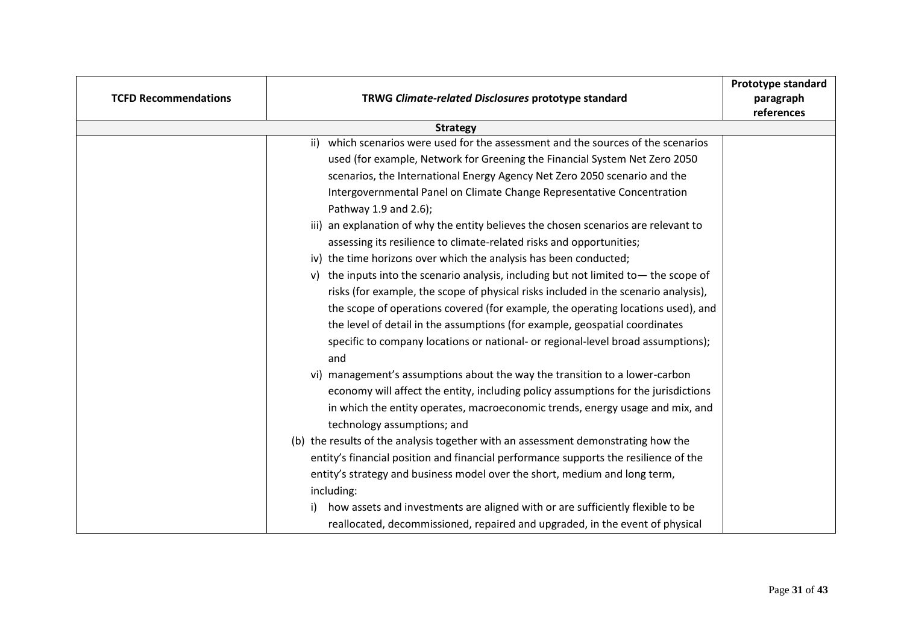| TCFD Recommendations | TRWG *Climate-related Disclosures* prototype standard | Prototype standard paragraph references |
|---|---|---|
| | **Strategy** | |
| | ii) which scenarios were used for the assessment and the sources of the scenarios used (for example, Network for Greening the Financial System Net Zero 2050 scenarios, the International Energy Agency Net Zero 2050 scenario and the Intergovernmental Panel on Climate Change Representative Concentration Pathway 1.9 and 2.6);<br>iii) an explanation of why the entity believes the chosen scenarios are relevant to assessing its resilience to climate-related risks and opportunities;<br>iv) the time horizons over which the analysis has been conducted;<br>v) the inputs into the scenario analysis, including but not limited to— the scope of risks (for example, the scope of physical risks included in the scenario analysis), the scope of operations covered (for example, the operating locations used), and the level of detail in the assumptions (for example, geospatial coordinates specific to company locations or national- or regional-level broad assumptions); and<br>vi) management's assumptions about the way the transition to a lower-carbon economy will affect the entity, including policy assumptions for the jurisdictions in which the entity operates, macroeconomic trends, energy usage and mix, and technology assumptions; and<br>(b) the results of the analysis together with an assessment demonstrating how the entity's financial position and financial performance supports the resilience of the entity's strategy and business model over the short, medium and long term, including:<br>i) how assets and investments are aligned with or are sufficiently flexible to be reallocated, decommissioned, repaired and upgraded, in the event of physical | |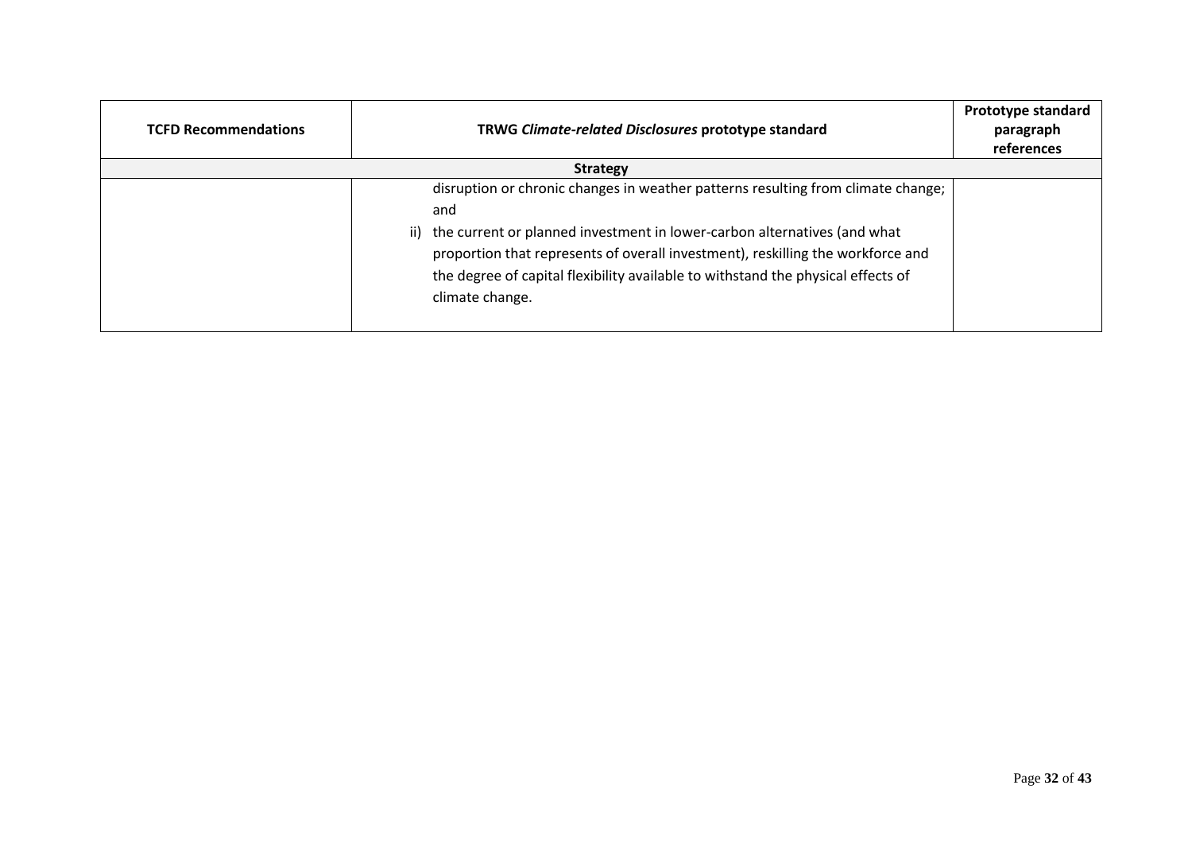| TCFD Recommendations | TRWG *Climate-related Disclosures* prototype standard | Prototype standard paragraph references |
|---|---|---|
| **Strategy** | | |
| | disruption or chronic changes in weather patterns resulting from climate change; and<br>ii) the current or planned investment in lower-carbon alternatives (and what proportion that represents of overall investment), reskilling the workforce and the degree of capital flexibility available to withstand the physical effects of climate change. | |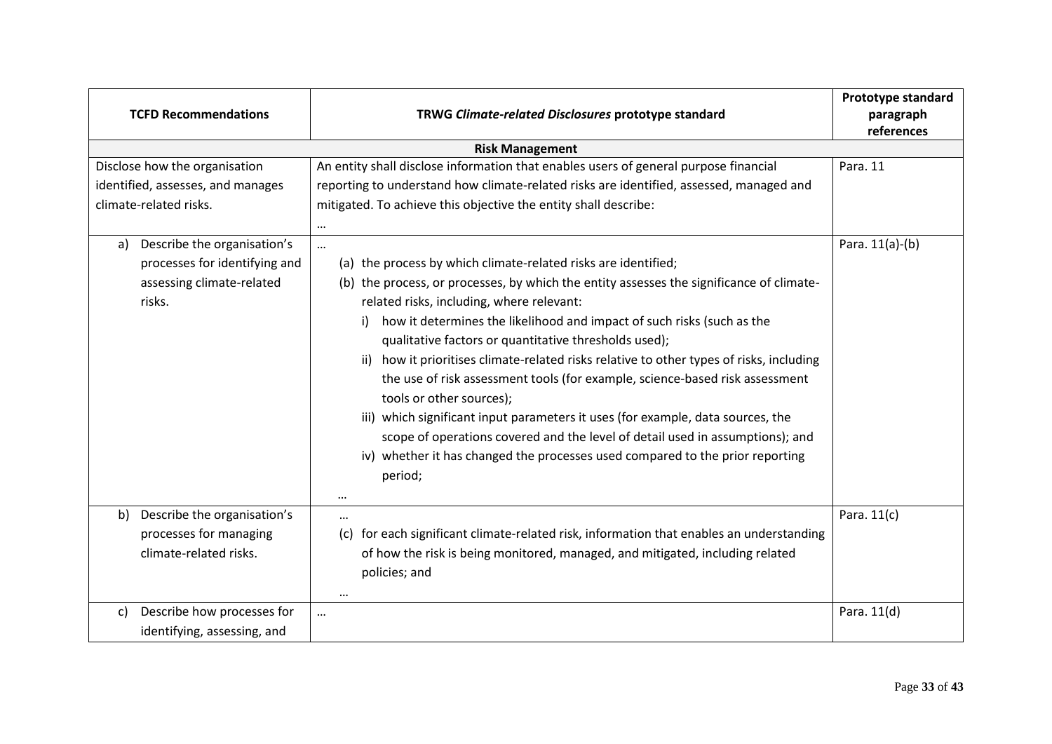| TCFD Recommendations | TRWG *Climate-related Disclosures* prototype standard | Prototype standard paragraph references |
|---|---|---|
| **Risk Management** | | |
| Disclose how the organisation identified, assesses, and manages climate-related risks. | An entity shall disclose information that enables users of general purpose financial reporting to understand how climate-related risks are identified, assessed, managed and mitigated. To achieve this objective the entity shall describe: <br> … | Para. 11 |
| a) Describe the organisation's processes for identifying and assessing climate-related risks. | … <br> (a) the process by which climate-related risks are identified; <br> (b) the process, or processes, by which the entity assesses the significance of climate-related risks, including, where relevant: <br> i) how it determines the likelihood and impact of such risks (such as the qualitative factors or quantitative thresholds used); <br> ii) how it prioritises climate-related risks relative to other types of risks, including the use of risk assessment tools (for example, science-based risk assessment tools or other sources); <br> iii) which significant input parameters it uses (for example, data sources, the scope of operations covered and the level of detail used in assumptions); and <br> iv) whether it has changed the processes used compared to the prior reporting period; <br> … | Para. 11(a)-(b) |
| b) Describe the organisation's processes for managing climate-related risks. | … <br> (c) for each significant climate-related risk, information that enables an understanding of how the risk is being monitored, managed, and mitigated, including related policies; and <br> … | Para. 11(c) |
| c) Describe how processes for identifying, assessing, and | … | Para. 11(d) |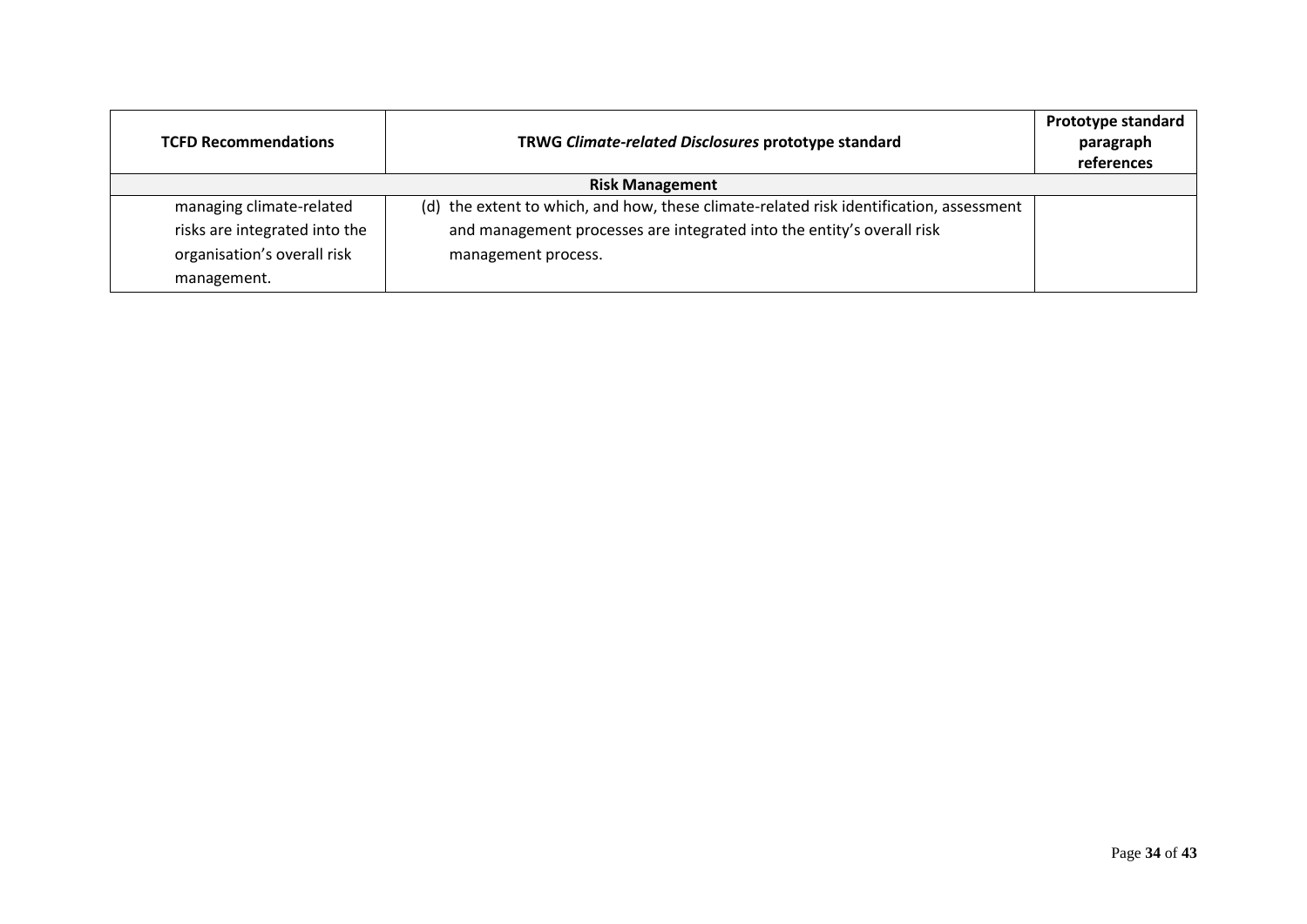| TCFD Recommendations | TRWG *Climate-related Disclosures* prototype standard | Prototype standard paragraph references |
|---|---|---|
| **Risk Management** | | |
| managing climate-related risks are integrated into the organisation's overall risk management. | (d) the extent to which, and how, these climate-related risk identification, assessment and management processes are integrated into the entity's overall risk management process. | |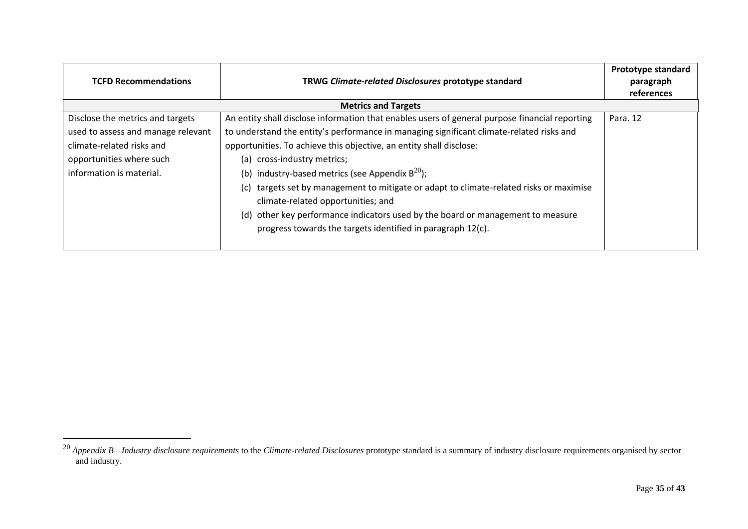| TCFD Recommendations | TRWG *Climate-related Disclosures* prototype standard | Prototype standard paragraph references |
|---|---|---|
| **Metrics and Targets** | | |
| Disclose the metrics and targets used to assess and manage relevant climate-related risks and opportunities where such information is material. | An entity shall disclose information that enables users of general purpose financial reporting to understand the entity's performance in managing significant climate-related risks and opportunities. To achieve this objective, an entity shall disclose: (a) cross-industry metrics; (b) industry-based metrics (see Appendix B[20]); (c) targets set by management to mitigate or adapt to climate-related risks or maximise climate-related opportunities; and (d) other key performance indicators used by the board or management to measure progress towards the targets identified in paragraph 12(c). | Para. 12 |

[20] *Appendix B—Industry disclosure requirements* to the *Climate-related Disclosures* prototype standard is a summary of industry disclosure requirements organised by sector and industry.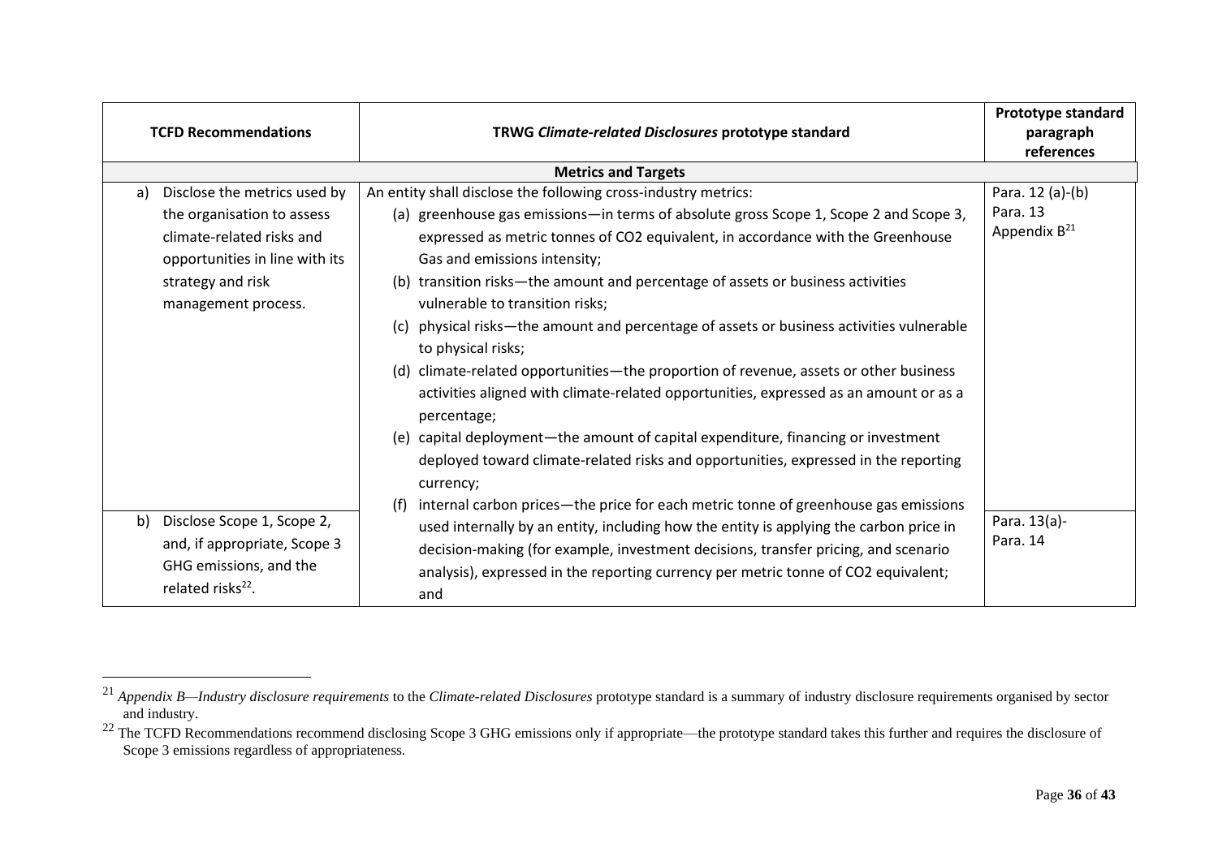| TCFD Recommendations | TRWG *Climate-related Disclosures* prototype standard | Prototype standard paragraph references |
|---|---|---|
| **Metrics and Targets** | | |
| a) Disclose the metrics used by the organisation to assess climate-related risks and opportunities in line with its strategy and risk management process. | An entity shall disclose the following cross-industry metrics:<br>(a) greenhouse gas emissions—in terms of absolute gross Scope 1, Scope 2 and Scope 3, expressed as metric tonnes of CO2 equivalent, in accordance with the Greenhouse Gas and emissions intensity;<br>(b) transition risks—the amount and percentage of assets or business activities vulnerable to transition risks;<br>(c) physical risks—the amount and percentage of assets or business activities vulnerable to physical risks;<br>(d) climate-related opportunities—the proportion of revenue, assets or other business activities aligned with climate-related opportunities, expressed as an amount or as a percentage;<br>(e) capital deployment—the amount of capital expenditure, financing or investment deployed toward climate-related risks and opportunities, expressed in the reporting currency;<br>(f) internal carbon prices—the price for each metric tonne of greenhouse gas emissions used internally by an entity, including how the entity is applying the carbon price in decision-making (for example, investment decisions, transfer pricing, and scenario analysis), expressed in the reporting currency per metric tonne of CO2 equivalent; and | Para. 12 (a)-(b)<br>Para. 13<br>Appendix B[21] |
| b) Disclose Scope 1, Scope 2, and, if appropriate, Scope 3 GHG emissions, and the related risks[22]. | | Para. 13(a)-<br>Para. 14 |

[21] *Appendix B—Industry disclosure requirements* to the *Climate-related Disclosures* prototype standard is a summary of industry disclosure requirements organised by sector and industry.

[22] The TCFD Recommendations recommend disclosing Scope 3 GHG emissions only if appropriate—the prototype standard takes this further and requires the disclosure of Scope 3 emissions regardless of appropriateness.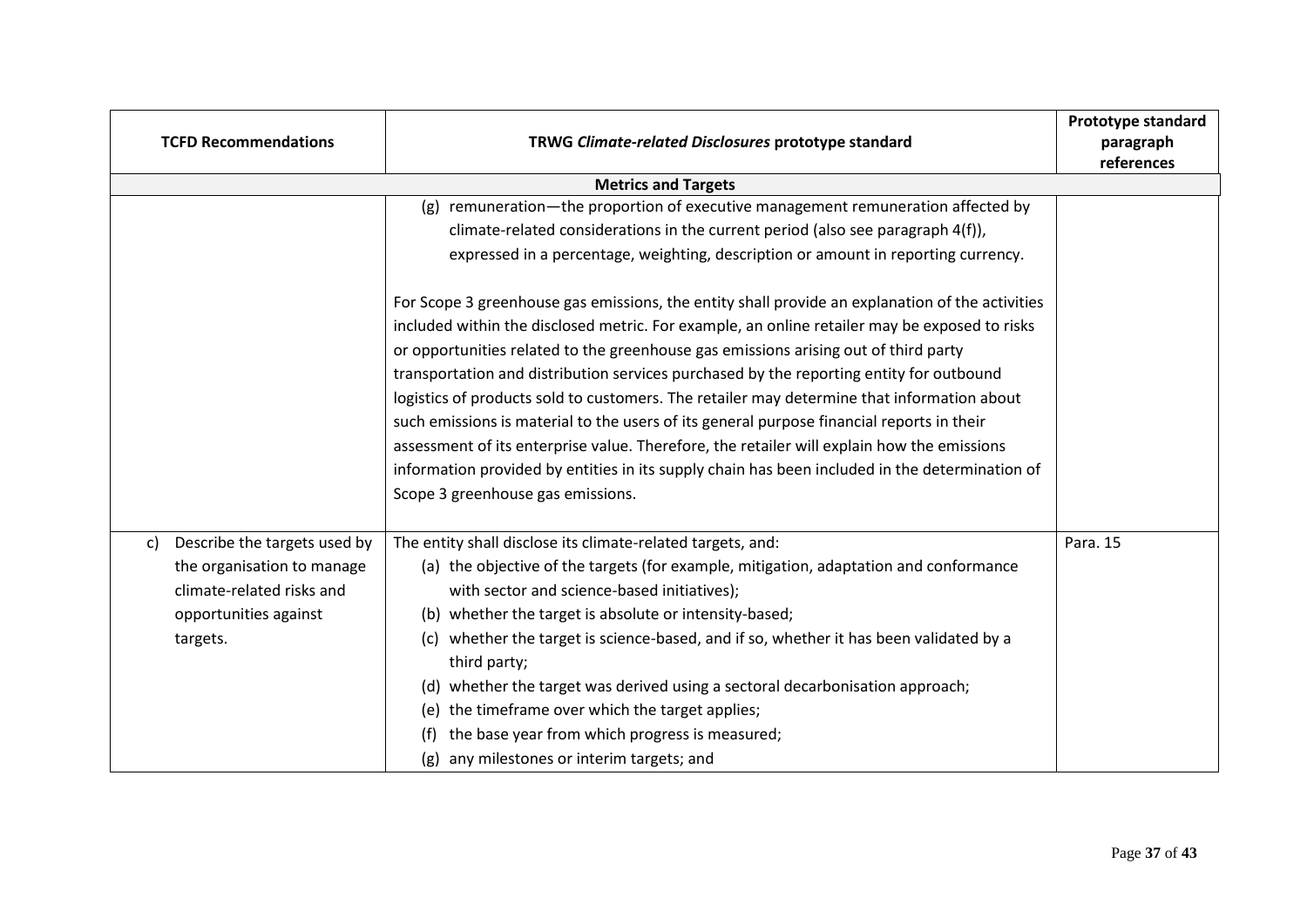| TCFD Recommendations | TRWG *Climate-related Disclosures* prototype standard | Prototype standard paragraph references |
|---|---|---|
| **Metrics and Targets** | | |
| | (g) remuneration—the proportion of executive management remuneration affected by climate-related considerations in the current period (also see paragraph 4(f)), expressed in a percentage, weighting, description or amount in reporting currency.<br><br>For Scope 3 greenhouse gas emissions, the entity shall provide an explanation of the activities included within the disclosed metric. For example, an online retailer may be exposed to risks or opportunities related to the greenhouse gas emissions arising out of third party transportation and distribution services purchased by the reporting entity for outbound logistics of products sold to customers. The retailer may determine that information about such emissions is material to the users of its general purpose financial reports in their assessment of its enterprise value. Therefore, the retailer will explain how the emissions information provided by entities in its supply chain has been included in the determination of Scope 3 greenhouse gas emissions. | |
| c) Describe the targets used by the organisation to manage climate-related risks and opportunities against targets. | The entity shall disclose its climate-related targets, and:<br>(a) the objective of the targets (for example, mitigation, adaptation and conformance with sector and science-based initiatives);<br>(b) whether the target is absolute or intensity-based;<br>(c) whether the target is science-based, and if so, whether it has been validated by a third party;<br>(d) whether the target was derived using a sectoral decarbonisation approach;<br>(e) the timeframe over which the target applies;<br>(f) the base year from which progress is measured;<br>(g) any milestones or interim targets; and | Para. 15 |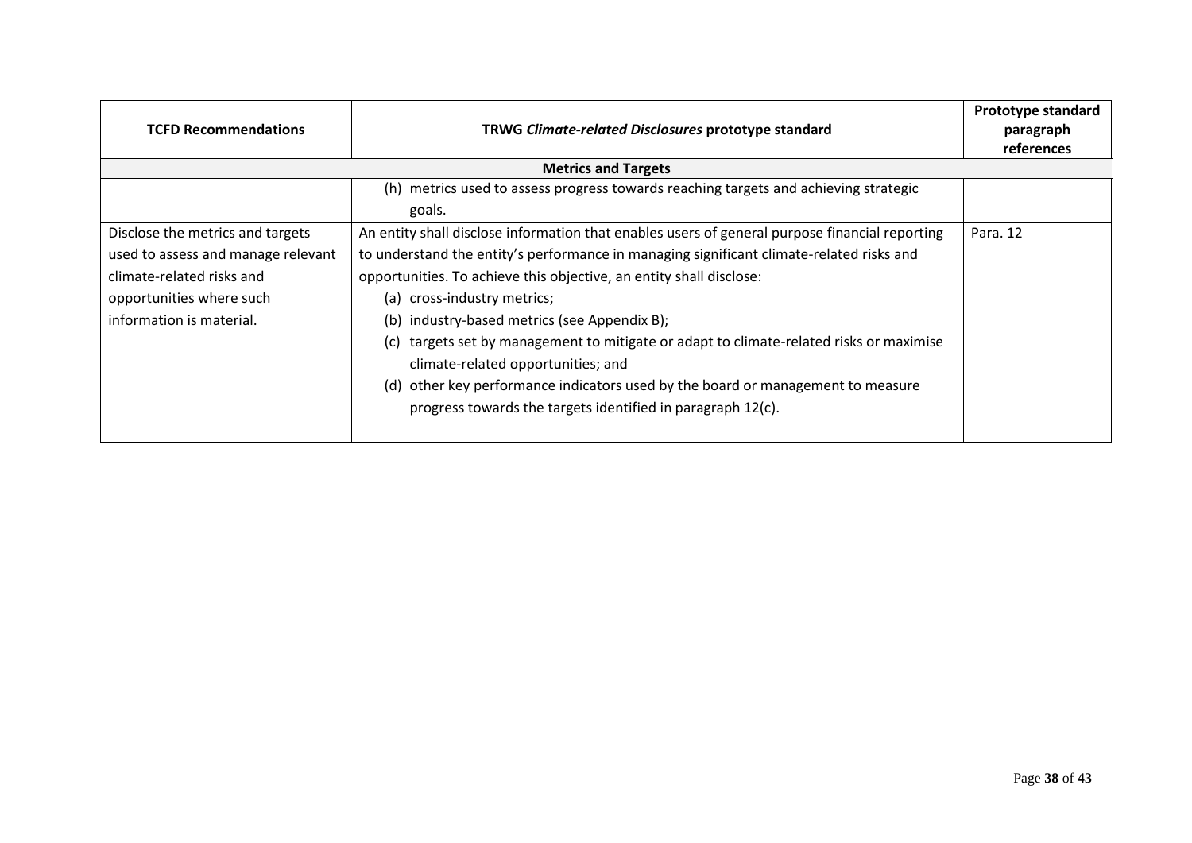| TCFD Recommendations | TRWG *Climate-related Disclosures* prototype standard | Prototype standard paragraph references |
|---|---|---|
| **Metrics and Targets** | | |
| | (h) metrics used to assess progress towards reaching targets and achieving strategic goals. | |
| Disclose the metrics and targets used to assess and manage relevant climate-related risks and opportunities where such information is material. | An entity shall disclose information that enables users of general purpose financial reporting to understand the entity's performance in managing significant climate-related risks and opportunities. To achieve this objective, an entity shall disclose:<br>(a) cross-industry metrics;<br>(b) industry-based metrics (see Appendix B);<br>(c) targets set by management to mitigate or adapt to climate-related risks or maximise climate-related opportunities; and<br>(d) other key performance indicators used by the board or management to measure progress towards the targets identified in paragraph 12(c). | Para. 12 |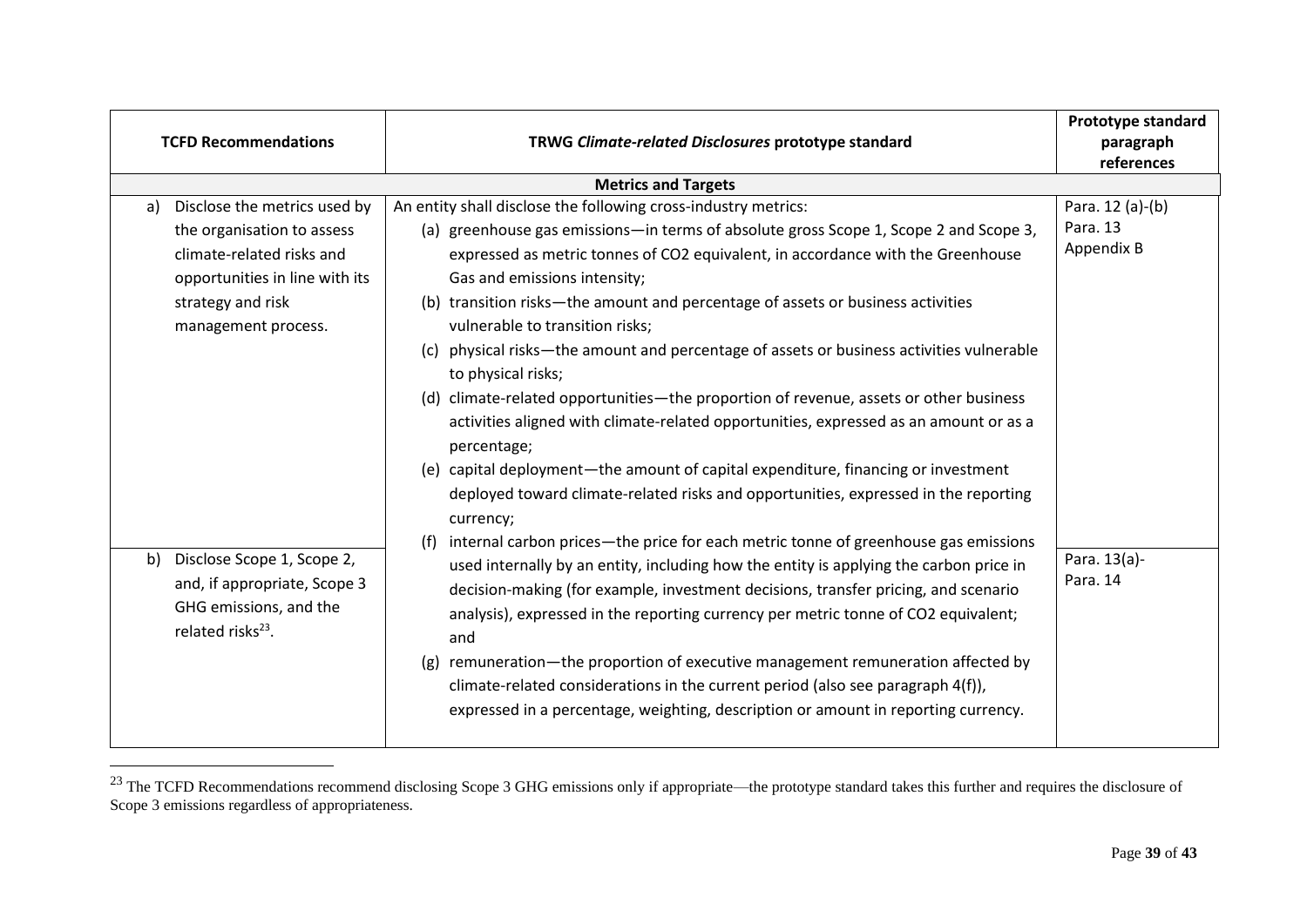| TCFD Recommendations | TRWG *Climate-related Disclosures* prototype standard | Prototype standard paragraph references |
|---|---|---|
| **Metrics and Targets** | | |
| a) Disclose the metrics used by the organisation to assess climate-related risks and opportunities in line with its strategy and risk management process. | An entity shall disclose the following cross-industry metrics:<br>(a) greenhouse gas emissions—in terms of absolute gross Scope 1, Scope 2 and Scope 3, expressed as metric tonnes of CO2 equivalent, in accordance with the Greenhouse Gas and emissions intensity;<br>(b) transition risks—the amount and percentage of assets or business activities vulnerable to transition risks;<br>(c) physical risks—the amount and percentage of assets or business activities vulnerable to physical risks;<br>(d) climate-related opportunities—the proportion of revenue, assets or other business activities aligned with climate-related opportunities, expressed as an amount or as a percentage;<br>(e) capital deployment—the amount of capital expenditure, financing or investment deployed toward climate-related risks and opportunities, expressed in the reporting currency;<br>(f) internal carbon prices—the price for each metric tonne of greenhouse gas emissions used internally by an entity, including how the entity is applying the carbon price in decision-making (for example, investment decisions, transfer pricing, and scenario analysis), expressed in the reporting currency per metric tonne of CO2 equivalent; and<br>(g) remuneration—the proportion of executive management remuneration affected by climate-related considerations in the current period (also see paragraph 4(f)), expressed in a percentage, weighting, description or amount in reporting currency. | Para. 12 (a)-(b)<br>Para. 13<br>Appendix B |
| b) Disclose Scope 1, Scope 2, and, if appropriate, Scope 3 GHG emissions, and the related risks[23]. | | Para. 13(a)-<br>Para. 14 |

[23] The TCFD Recommendations recommend disclosing Scope 3 GHG emissions only if appropriate—the prototype standard takes this further and requires the disclosure of Scope 3 emissions regardless of appropriateness.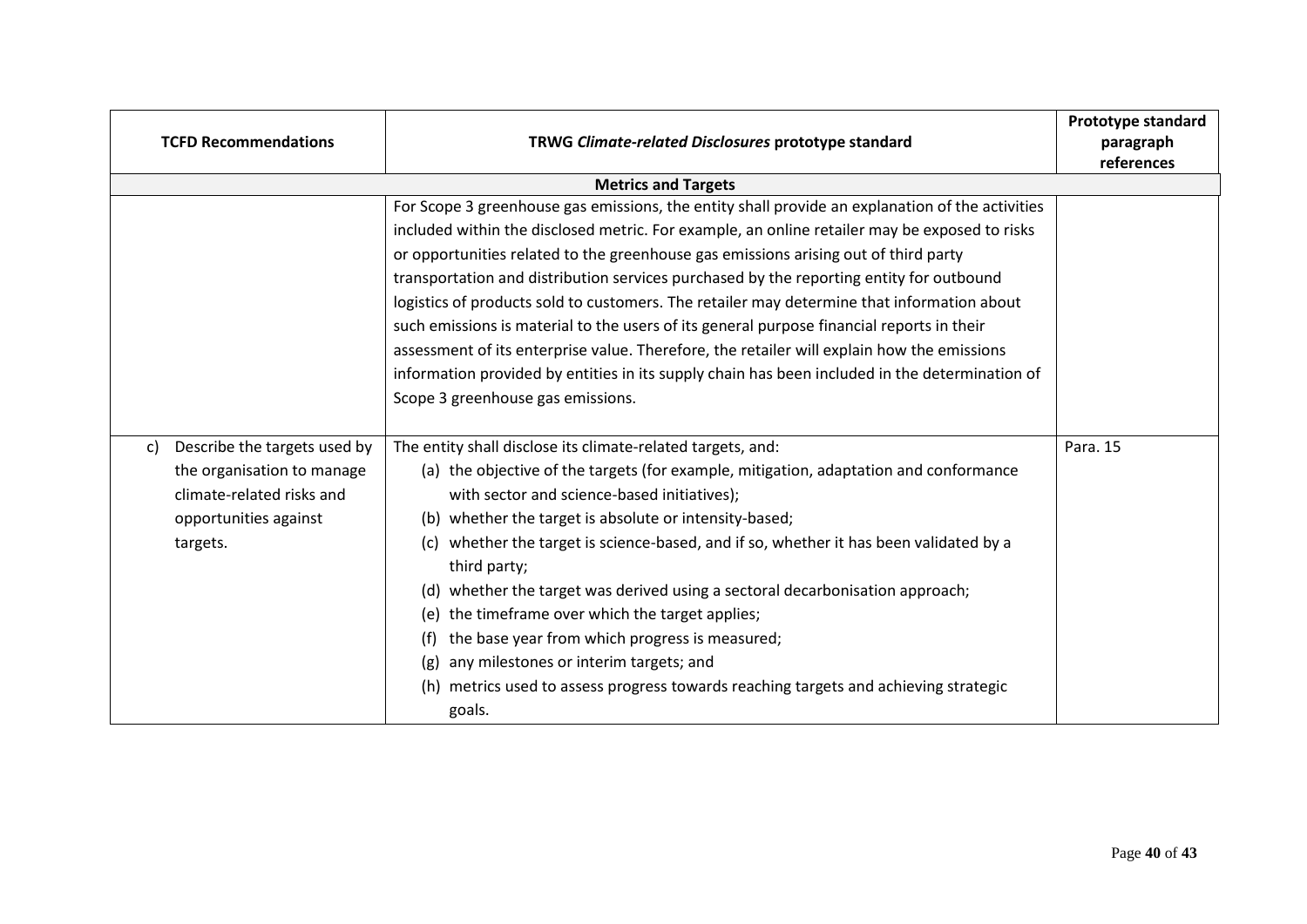| TCFD Recommendations | TRWG *Climate-related Disclosures* prototype standard | Prototype standard paragraph references |
|---|---|---|
| **Metrics and Targets** | | |
| | For Scope 3 greenhouse gas emissions, the entity shall provide an explanation of the activities included within the disclosed metric. For example, an online retailer may be exposed to risks or opportunities related to the greenhouse gas emissions arising out of third party transportation and distribution services purchased by the reporting entity for outbound logistics of products sold to customers. The retailer may determine that information about such emissions is material to the users of its general purpose financial reports in their assessment of its enterprise value. Therefore, the retailer will explain how the emissions information provided by entities in its supply chain has been included in the determination of Scope 3 greenhouse gas emissions. | |
| c) Describe the targets used by the organisation to manage climate-related risks and opportunities against targets. | The entity shall disclose its climate-related targets, and:<br>(a) the objective of the targets (for example, mitigation, adaptation and conformance with sector and science-based initiatives);<br>(b) whether the target is absolute or intensity-based;<br>(c) whether the target is science-based, and if so, whether it has been validated by a third party;<br>(d) whether the target was derived using a sectoral decarbonisation approach;<br>(e) the timeframe over which the target applies;<br>(f) the base year from which progress is measured;<br>(g) any milestones or interim targets; and<br>(h) metrics used to assess progress towards reaching targets and achieving strategic goals. | Para. 15 |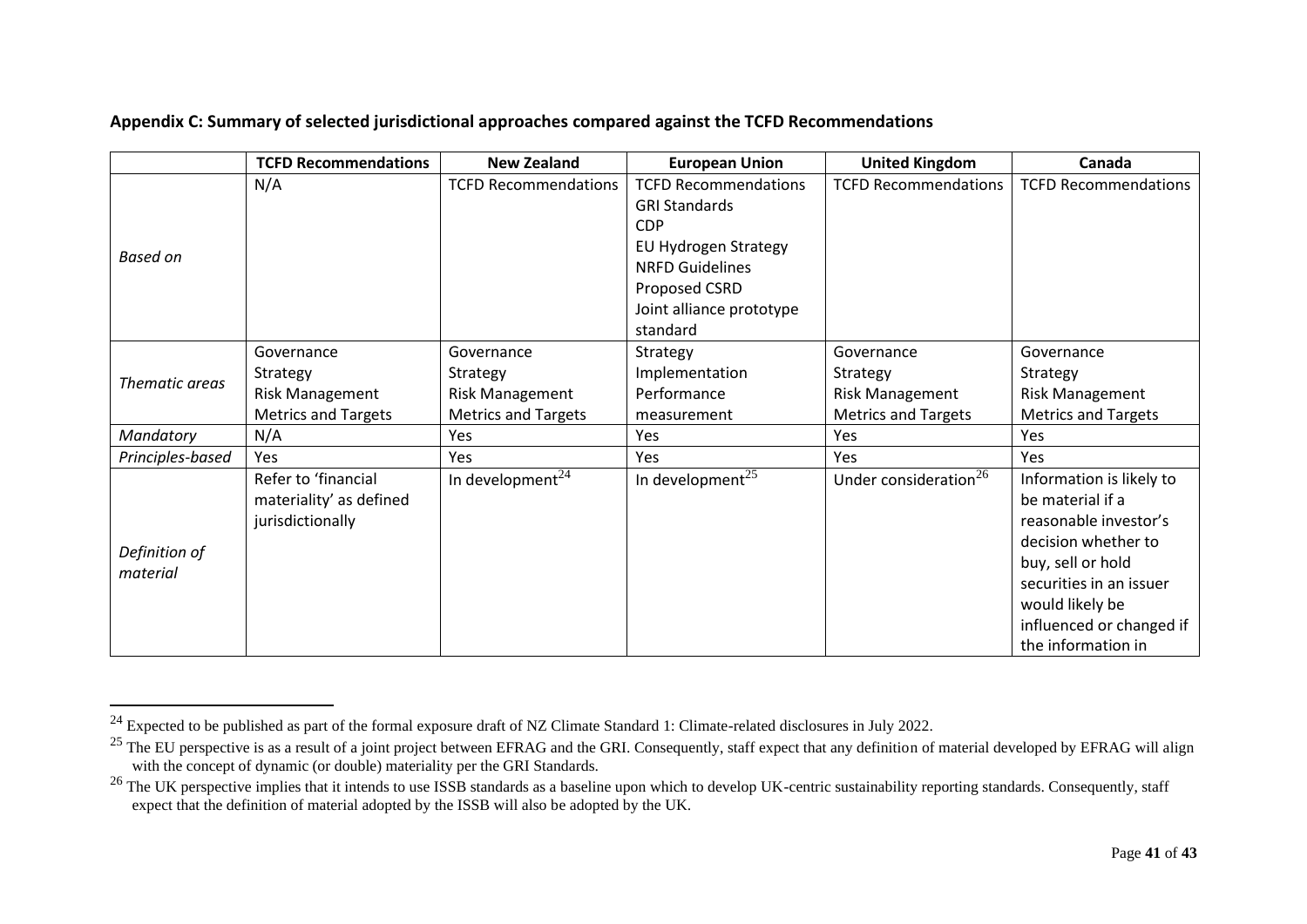**Appendix C: Summary of selected jurisdictional approaches compared against the TCFD Recommendations**

| | TCFD Recommendations | New Zealand | European Union | United Kingdom | Canada |
|---|---|---|---|---|---|
| *Based on* | N/A | TCFD Recommendations | TCFD Recommendations<br>GRI Standards<br>CDP<br>EU Hydrogen Strategy<br>NRFD Guidelines<br>Proposed CSRD<br>Joint alliance prototype standard | TCFD Recommendations | TCFD Recommendations |
| *Thematic areas* | Governance<br>Strategy<br>Risk Management<br>Metrics and Targets | Governance<br>Strategy<br>Risk Management<br>Metrics and Targets | Strategy<br>Implementation<br>Performance measurement | Governance<br>Strategy<br>Risk Management<br>Metrics and Targets | Governance<br>Strategy<br>Risk Management<br>Metrics and Targets |
| *Mandatory* | N/A | Yes | Yes | Yes | Yes |
| *Principles-based* | Yes | Yes | Yes | Yes | Yes |
| *Definition of material* | Refer to 'financial materiality' as defined jurisdictionally | In development[24] | In development[25] | Under consideration[26] | Information is likely to be material if a reasonable investor's decision whether to buy, sell or hold securities in an issuer would likely be influenced or changed if the information in |

[24] Expected to be published as part of the formal exposure draft of NZ Climate Standard 1: Climate-related disclosures in July 2022.

[25] The EU perspective is as a result of a joint project between EFRAG and the GRI. Consequently, staff expect that any definition of material developed by EFRAG will align with the concept of dynamic (or double) materiality per the GRI Standards.

[26] The UK perspective implies that it intends to use ISSB standards as a baseline upon which to develop UK-centric sustainability reporting standards. Consequently, staff expect that the definition of material adopted by the ISSB will also be adopted by the UK.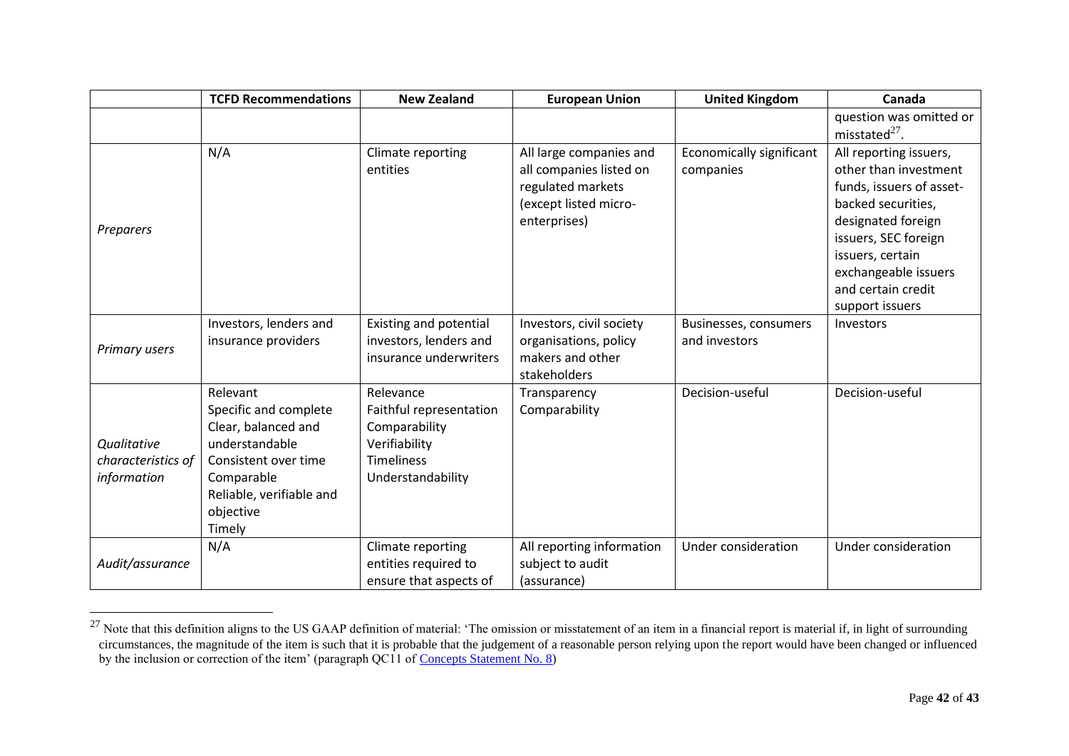| | TCFD Recommendations | New Zealand | European Union | United Kingdom | Canada |
|---|---|---|---|---|---|
| | | | | | question was omitted or misstated[27]. |
| *Preparers* | N/A | Climate reporting entities | All large companies and all companies listed on regulated markets (except listed micro-enterprises) | Economically significant companies | All reporting issuers, other than investment funds, issuers of asset-backed securities, designated foreign issuers, SEC foreign issuers, certain exchangeable issuers and certain credit support issuers |
| *Primary users* | Investors, lenders and insurance providers | Existing and potential investors, lenders and insurance underwriters | Investors, civil society organisations, policy makers and other stakeholders | Businesses, consumers and investors | Investors |
| *Qualitative characteristics of information* | Relevant<br>Specific and complete<br>Clear, balanced and understandable<br>Consistent over time<br>Comparable<br>Reliable, verifiable and objective<br>Timely | Relevance<br>Faithful representation<br>Comparability<br>Verifiability<br>Timeliness<br>Understandability | Transparency<br>Comparability | Decision-useful | Decision-useful |
| *Audit/assurance* | N/A | Climate reporting entities required to ensure that aspects of | All reporting information subject to audit (assurance) | Under consideration | Under consideration |

[27] Note that this definition aligns to the US GAAP definition of material: 'The omission or misstatement of an item in a financial report is material if, in light of surrounding circumstances, the magnitude of the item is such that it is probable that the judgement of a reasonable person relying upon the report would have been changed or influenced by the inclusion or correction of the item' (paragraph QC11 of Concepts Statement No. 8)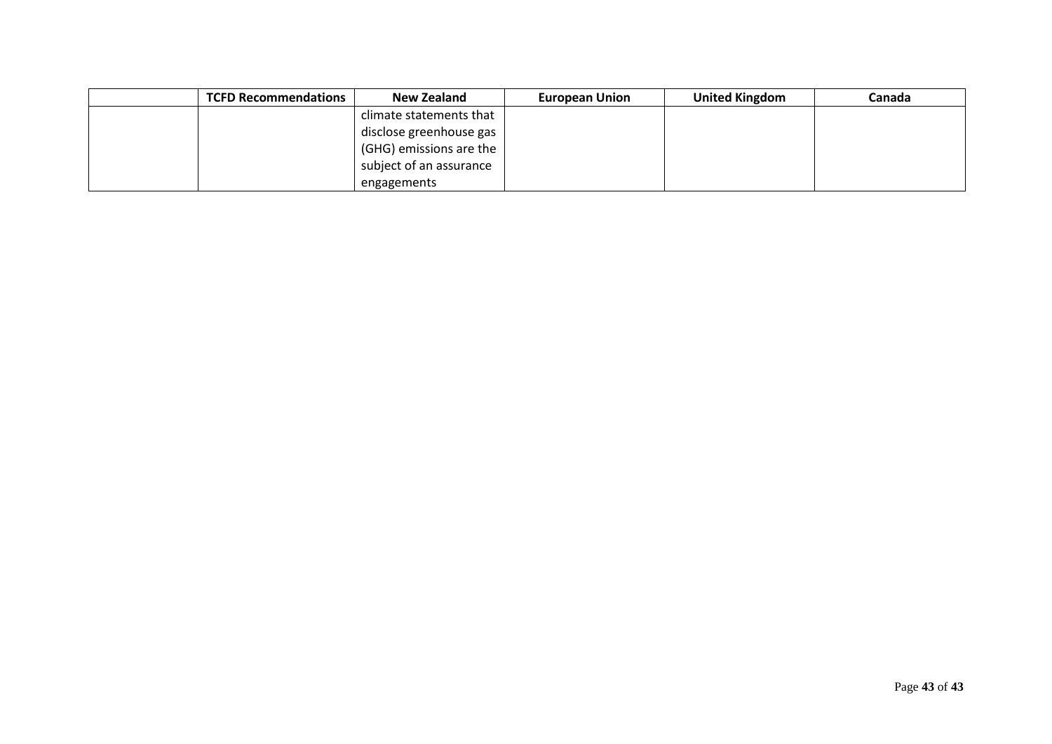| | TCFD Recommendations | New Zealand | European Union | United Kingdom | Canada |
|---|---|---|---|---|---|
| | | climate statements that disclose greenhouse gas (GHG) emissions are the subject of an assurance engagements | | | |